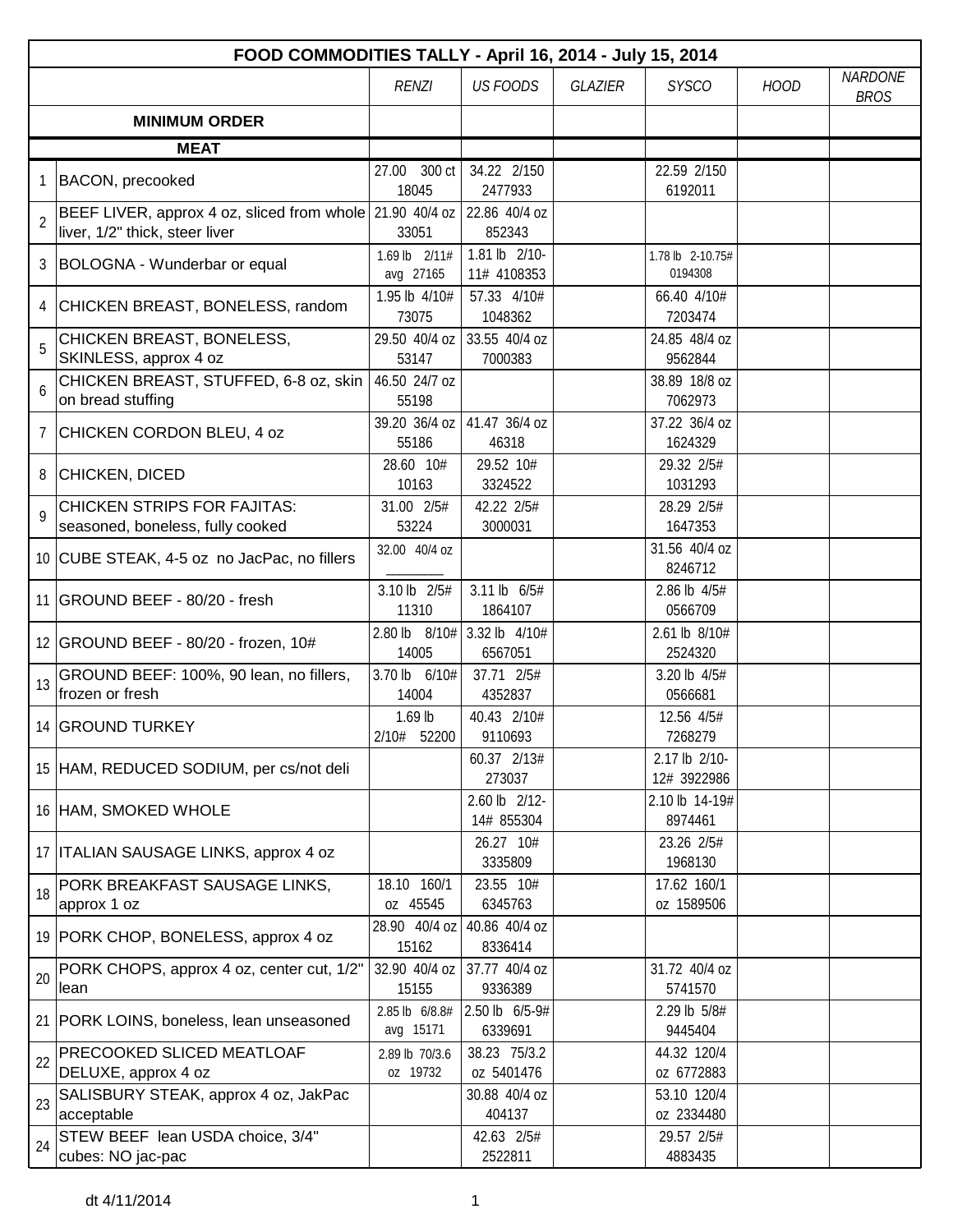| FOOD COMMODITIES TALLY - April 16, 2014 - July 15, 2014 | | | | | | | |
|---|---|---|---|---|---|---|---|
| | | *RENZI* | *US FOODS* | *GLAZIER* | *SYSCO* | *HOOD* | *NARDONE BROS* |
| | **MINIMUM ORDER** | | | | | | |
| | **MEAT** | | | | | | |
| 1 | BACON, precooked | 27.00 300 ct 18045 | 34.22 2/150 2477933 | | 22.59 2/150 6192011 | | |
| 2 | BEEF LIVER, approx 4 oz, sliced from whole liver, 1/2" thick, steer liver | 21.90 40/4 oz 33051 | 22.86 40/4 oz 852343 | | | | |
| 3 | BOLOGNA - Wunderbar or equal | 1.69 lb 2/11# avg 27165 | 1.81 lb 2/10-11# 4108353 | | 1.78 lb 2-10.75# 0194308 | | |
| 4 | CHICKEN BREAST, BONELESS, random | 1.95 lb 4/10# 73075 | 57.33 4/10# 1048362 | | 66.40 4/10# 7203474 | | |
| 5 | CHICKEN BREAST, BONELESS, SKINLESS, approx 4 oz | 29.50 40/4 oz 53147 | 33.55 40/4 oz 7000383 | | 24.85 48/4 oz 9562844 | | |
| 6 | CHICKEN BREAST, STUFFED, 6-8 oz, skin on bread stuffing | 46.50 24/7 oz 55198 | | | 38.89 18/8 oz 7062973 | | |
| 7 | CHICKEN CORDON BLEU, 4 oz | 39.20 36/4 oz 55186 | 41.47 36/4 oz 46318 | | 37.22 36/4 oz 1624329 | | |
| 8 | CHICKEN, DICED | 28.60 10# 10163 | 29.52 10# 3324522 | | 29.32 2/5# 1031293 | | |
| 9 | CHICKEN STRIPS FOR FAJITAS: seasoned, boneless, fully cooked | 31.00 2/5# 53224 | 42.22 2/5# 3000031 | | 28.29 2/5# 1647353 | | |
| 10 | CUBE STEAK, 4-5 oz no JacPac, no fillers | 32.00 40/4 oz _______ | | | 31.56 40/4 oz 8246712 | | |
| 11 | GROUND BEEF - 80/20 - fresh | 3.10 lb 2/5# 11310 | 3.11 lb 6/5# 1864107 | | 2.86 lb 4/5# 0566709 | | |
| 12 | GROUND BEEF - 80/20 - frozen, 10# | 2.80 lb 8/10# 14005 | 3.32 lb 4/10# 6567051 | | 2.61 lb 8/10# 2524320 | | |
| 13 | GROUND BEEF: 100%, 90 lean, no fillers, frozen or fresh | 3.70 lb 6/10# 14004 | 37.71 2/5# 4352837 | | 3.20 lb 4/5# 0566681 | | |
| 14 | GROUND TURKEY | 1.69 lb 2/10# 52200 | 40.43 2/10# 9110693 | | 12.56 4/5# 7268279 | | |
| 15 | HAM, REDUCED SODIUM, per cs/not deli | | 60.37 2/13# 273037 | | 2.17 lb 2/10-12# 3922986 | | |
| 16 | HAM, SMOKED WHOLE | | 2.60 lb 2/12-14# 855304 | | 2.10 lb 14-19# 8974461 | | |
| 17 | ITALIAN SAUSAGE LINKS, approx 4 oz | | 26.27 10# 3335809 | | 23.26 2/5# 1968130 | | |
| 18 | PORK BREAKFAST SAUSAGE LINKS, approx 1 oz | 18.10 160/1 oz 45545 | 23.55 10# 6345763 | | 17.62 160/1 oz 1589506 | | |
| 19 | PORK CHOP, BONELESS, approx 4 oz | 28.90 40/4 oz 15162 | 40.86 40/4 oz 8336414 | | | | |
| 20 | PORK CHOPS, approx 4 oz, center cut, 1/2" lean | 32.90 40/4 oz 15155 | 37.77 40/4 oz 9336389 | | 31.72 40/4 oz 5741570 | | |
| 21 | PORK LOINS, boneless, lean unseasoned | 2.85 lb 6/8.8# avg 15171 | 2.50 lb 6/5-9# 6339691 | | 2.29 lb 5/8# 9445404 | | |
| 22 | PRECOOKED SLICED MEATLOAF DELUXE, approx 4 oz | 2.89 lb 70/3.6 oz 19732 | 38.23 75/3.2 oz 5401476 | | 44.32 120/4 oz 6772883 | | |
| 23 | SALISBURY STEAK, approx 4 oz, JakPac acceptable | | 30.88 40/4 oz 404137 | | 53.10 120/4 oz 2334480 | | |
| 24 | STEW BEEF lean USDA choice, 3/4" cubes: NO jac-pac | | 42.63 2/5# 2522811 | | 29.57 2/5# 4883435 | | |

dt 4/11/2014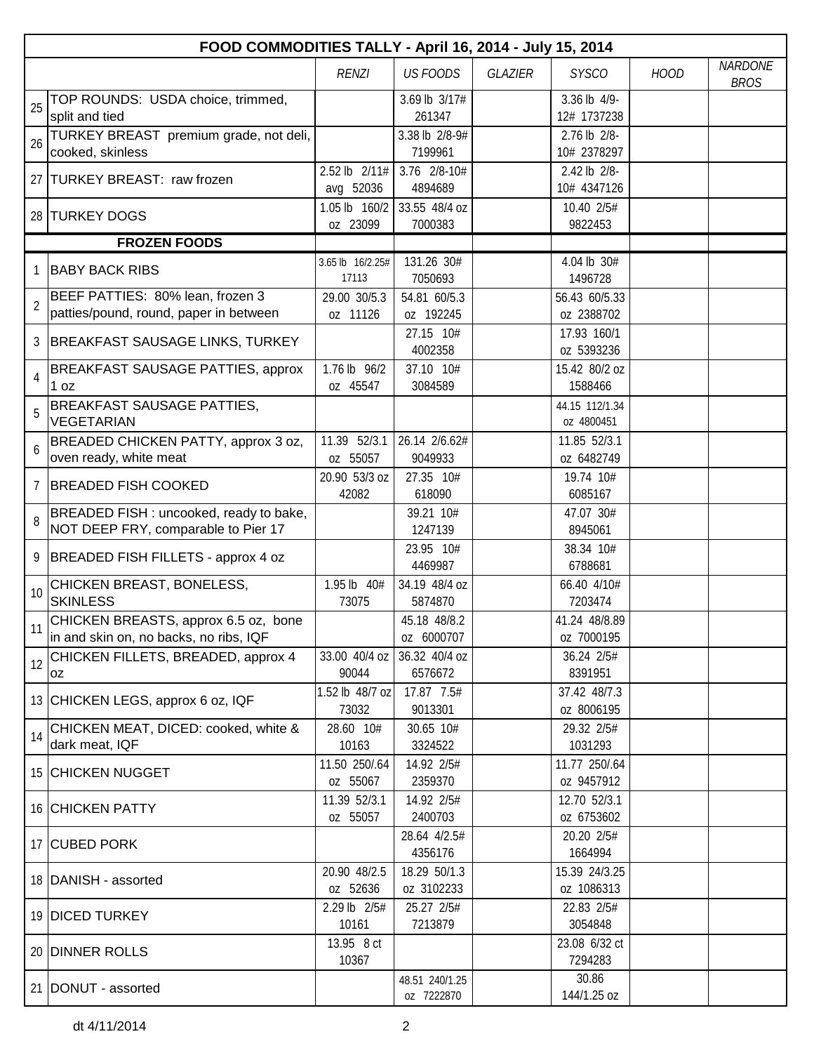| FOOD COMMODITIES TALLY - April 16, 2014 - July 15, 2014 | | | | | | | |
|---|---|---|---|---|---|---|---|
| | | *RENZI* | *US FOODS* | *GLAZIER* | *SYSCO* | *HOOD* | *NARDONE BROS* |
| 25 | TOP ROUNDS: USDA choice, trimmed, split and tied | | 3.69 lb 3/17# 261347 | | 3.36 lb 4/9-12# 1737238 | | |
| 26 | TURKEY BREAST premium grade, not deli, cooked, skinless | | 3.38 lb 2/8-9# 7199961 | | 2.76 lb 2/8-10# 2378297 | | |
| 27 | TURKEY BREAST: raw frozen | 2.52 lb 2/11# avg 52036 | 3.76 2/8-10# 4894689 | | 2.42 lb 2/8-10# 4347126 | | |
| 28 | TURKEY DOGS | 1.05 lb 160/2 oz 23099 | 33.55 48/4 oz 7000383 | | 10.40 2/5# 9822453 | | |
| | **FROZEN FOODS** | | | | | | |
| 1 | BABY BACK RIBS | 3.65 lb 16/2.25# 17113 | 131.26 30# 7050693 | | 4.04 lb 30# 1496728 | | |
| 2 | BEEF PATTIES: 80% lean, frozen 3 patties/pound, round, paper in between | 29.00 30/5.3 oz 11126 | 54.81 60/5.3 oz 192245 | | 56.43 60/5.33 oz 2388702 | | |
| 3 | BREAKFAST SAUSAGE LINKS, TURKEY | | 27.15 10# 4002358 | | 17.93 160/1 oz 5393236 | | |
| 4 | BREAKFAST SAUSAGE PATTIES, approx 1 oz | 1.76 lb 96/2 oz 45547 | 37.10 10# 3084589 | | 15.42 80/2 oz 1588466 | | |
| 5 | BREAKFAST SAUSAGE PATTIES, VEGETARIAN | | | | 44.15 112/1.34 oz 4800451 | | |
| 6 | BREADED CHICKEN PATTY, approx 3 oz, oven ready, white meat | 11.39 52/3.1 oz 55057 | 26.14 2/6.62# 9049933 | | 11.85 52/3.1 oz 6482749 | | |
| 7 | BREADED FISH COOKED | 20.90 53/3 oz 42082 | 27.35 10# 618090 | | 19.74 10# 6085167 | | |
| 8 | BREADED FISH : uncooked, ready to bake, NOT DEEP FRY, comparable to Pier 17 | | 39.21 10# 1247139 | | 47.07 30# 8945061 | | |
| 9 | BREADED FISH FILLETS - approx 4 oz | | 23.95 10# 4469987 | | 38.34 10# 6788681 | | |
| 10 | CHICKEN BREAST, BONELESS, SKINLESS | 1.95 lb 40# 73075 | 34.19 48/4 oz 5874870 | | 66.40 4/10# 7203474 | | |
| 11 | CHICKEN BREASTS, approx 6.5 oz, bone in and skin on, no backs, no ribs, IQF | | 45.18 48/8.2 oz 6000707 | | 41.24 48/8.89 oz 7000195 | | |
| 12 | CHICKEN FILLETS, BREADED, approx 4 oz | 33.00 40/4 oz 90044 | 36.32 40/4 oz 6576672 | | 36.24 2/5# 8391951 | | |
| 13 | CHICKEN LEGS, approx 6 oz, IQF | 1.52 lb 48/7 oz 73032 | 17.87 7.5# 9013301 | | 37.42 48/7.3 oz 8006195 | | |
| 14 | CHICKEN MEAT, DICED: cooked, white & dark meat, IQF | 28.60 10# 10163 | 30.65 10# 3324522 | | 29.32 2/5# 1031293 | | |
| 15 | CHICKEN NUGGET | 11.50 250/.64 oz 55067 | 14.92 2/5# 2359370 | | 11.77 250/.64 oz 9457912 | | |
| 16 | CHICKEN PATTY | 11.39 52/3.1 oz 55057 | 14.92 2/5# 2400703 | | 12.70 52/3.1 oz 6753602 | | |
| 17 | CUBED PORK | | 28.64 4/2.5# 4356176 | | 20.20 2/5# 1664994 | | |
| 18 | DANISH - assorted | 20.90 48/2.5 oz 52636 | 18.29 50/1.3 oz 3102233 | | 15.39 24/3.25 oz 1086313 | | |
| 19 | DICED TURKEY | 2.29 lb 2/5# 10161 | 25.27 2/5# 7213879 | | 22.83 2/5# 3054848 | | |
| 20 | DINNER ROLLS | 13.95 8 ct 10367 | | | 23.08 6/32 ct 7294283 | | |
| 21 | DONUT - assorted | | 48.51 240/1.25 oz 7222870 | | 30.86 144/1.25 oz | | |

dt 4/11/2014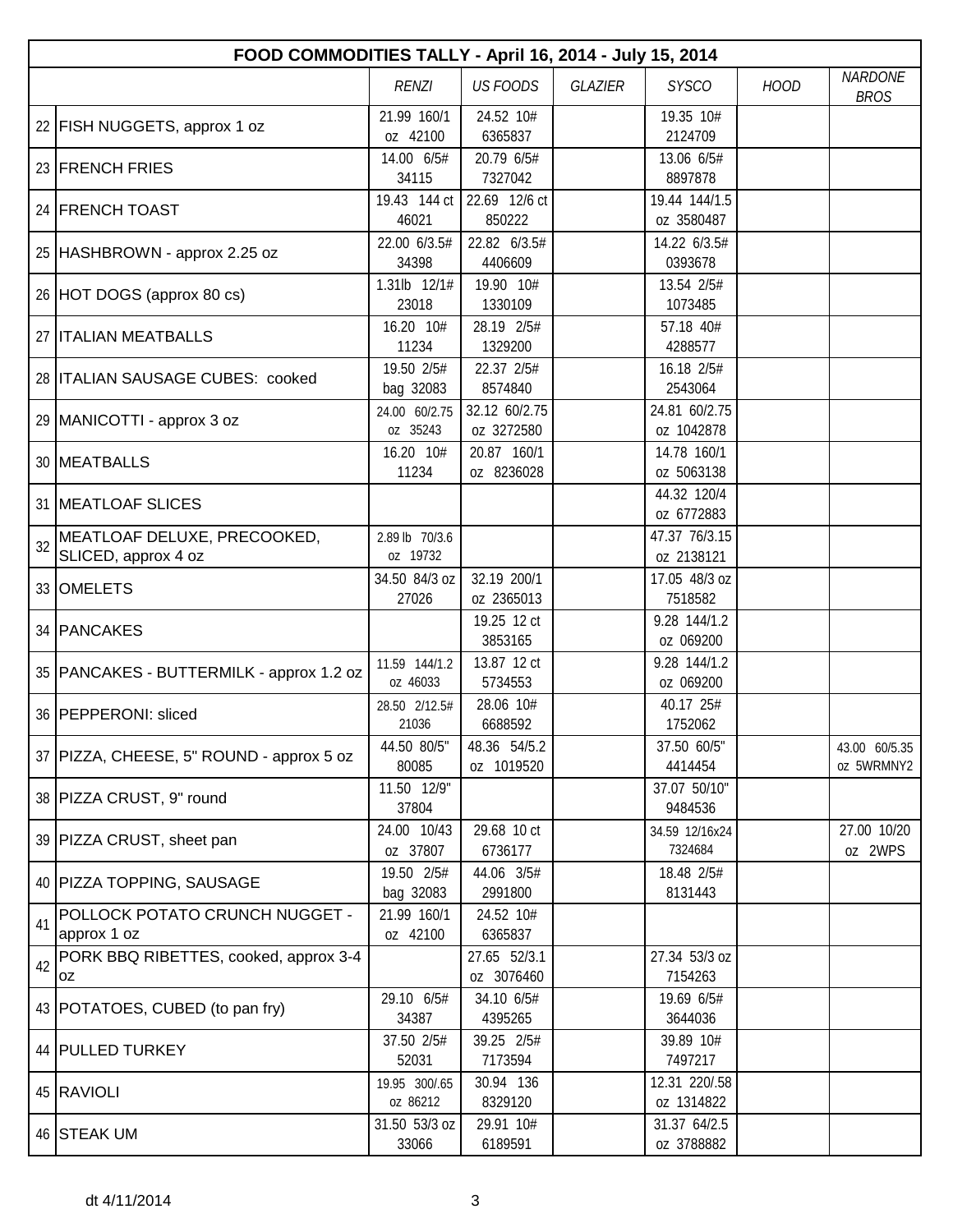| FOOD COMMODITIES TALLY - April 16, 2014 - July 15, 2014 | | | | | | | |
|---|---|---|---|---|---|---|---|
| | | *RENZI* | *US FOODS* | *GLAZIER* | *SYSCO* | *HOOD* | *NARDONE BROS* |
| 22 | FISH NUGGETS, approx 1 oz | 21.99 160/1 oz 42100 | 24.52 10# 6365837 | | 19.35 10# 2124709 | | |
| 23 | FRENCH FRIES | 14.00 6/5# 34115 | 20.79 6/5# 7327042 | | 13.06 6/5# 8897878 | | |
| 24 | FRENCH TOAST | 19.43 144 ct 46021 | 22.69 12/6 ct 850222 | | 19.44 144/1.5 oz 3580487 | | |
| 25 | HASHBROWN - approx 2.25 oz | 22.00 6/3.5# 34398 | 22.82 6/3.5# 4406609 | | 14.22 6/3.5# 0393678 | | |
| 26 | HOT DOGS (approx 80 cs) | 1.31lb 12/1# 23018 | 19.90 10# 1330109 | | 13.54 2/5# 1073485 | | |
| 27 | ITALIAN MEATBALLS | 16.20 10# 11234 | 28.19 2/5# 1329200 | | 57.18 40# 4288577 | | |
| 28 | ITALIAN SAUSAGE CUBES: cooked | 19.50 2/5# bag 32083 | 22.37 2/5# 8574840 | | 16.18 2/5# 2543064 | | |
| 29 | MANICOTTI - approx 3 oz | 24.00 60/2.75 oz 35243 | 32.12 60/2.75 oz 3272580 | | 24.81 60/2.75 oz 1042878 | | |
| 30 | MEATBALLS | 16.20 10# 11234 | 20.87 160/1 oz 8236028 | | 14.78 160/1 oz 5063138 | | |
| 31 | MEATLOAF SLICES | | | | 44.32 120/4 oz 6772883 | | |
| 32 | MEATLOAF DELUXE, PRECOOKED, SLICED, approx 4 oz | 2.89 lb 70/3.6 oz 19732 | | | 47.37 76/3.15 oz 2138121 | | |
| 33 | OMELETS | 34.50 84/3 oz 27026 | 32.19 200/1 oz 2365013 | | 17.05 48/3 oz 7518582 | | |
| 34 | PANCAKES | | 19.25 12 ct 3853165 | | 9.28 144/1.2 oz 069200 | | |
| 35 | PANCAKES - BUTTERMILK - approx 1.2 oz | 11.59 144/1.2 oz 46033 | 13.87 12 ct 5734553 | | 9.28 144/1.2 oz 069200 | | |
| 36 | PEPPERONI: sliced | 28.50 2/12.5# 21036 | 28.06 10# 6688592 | | 40.17 25# 1752062 | | |
| 37 | PIZZA, CHEESE, 5" ROUND - approx 5 oz | 44.50 80/5" 80085 | 48.36 54/5.2 oz 1019520 | | 37.50 60/5" 4414454 | | 43.00 60/5.35 oz 5WRMNY2 |
| 38 | PIZZA CRUST, 9" round | 11.50 12/9" 37804 | | | 37.07 50/10" 9484536 | | |
| 39 | PIZZA CRUST, sheet pan | 24.00 10/43 oz 37807 | 29.68 10 ct 6736177 | | 34.59 12/16x24 7324684 | | 27.00 10/20 oz 2WPS |
| 40 | PIZZA TOPPING, SAUSAGE | 19.50 2/5# bag 32083 | 44.06 3/5# 2991800 | | 18.48 2/5# 8131443 | | |
| 41 | POLLOCK POTATO CRUNCH NUGGET - approx 1 oz | 21.99 160/1 oz 42100 | 24.52 10# 6365837 | | | | |
| 42 | PORK BBQ RIBETTES, cooked, approx 3-4 oz | | 27.65 52/3.1 oz 3076460 | | 27.34 53/3 oz 7154263 | | |
| 43 | POTATOES, CUBED (to pan fry) | 29.10 6/5# 34387 | 34.10 6/5# 4395265 | | 19.69 6/5# 3644036 | | |
| 44 | PULLED TURKEY | 37.50 2/5# 52031 | 39.25 2/5# 7173594 | | 39.89 10# 7497217 | | |
| 45 | RAVIOLI | 19.95 300/.65 oz 86212 | 30.94 136 8329120 | | 12.31 220/.58 oz 1314822 | | |
| 46 | STEAK UM | 31.50 53/3 oz 33066 | 29.91 10# 6189591 | | 31.37 64/2.5 oz 3788882 | | |

dt 4/11/2014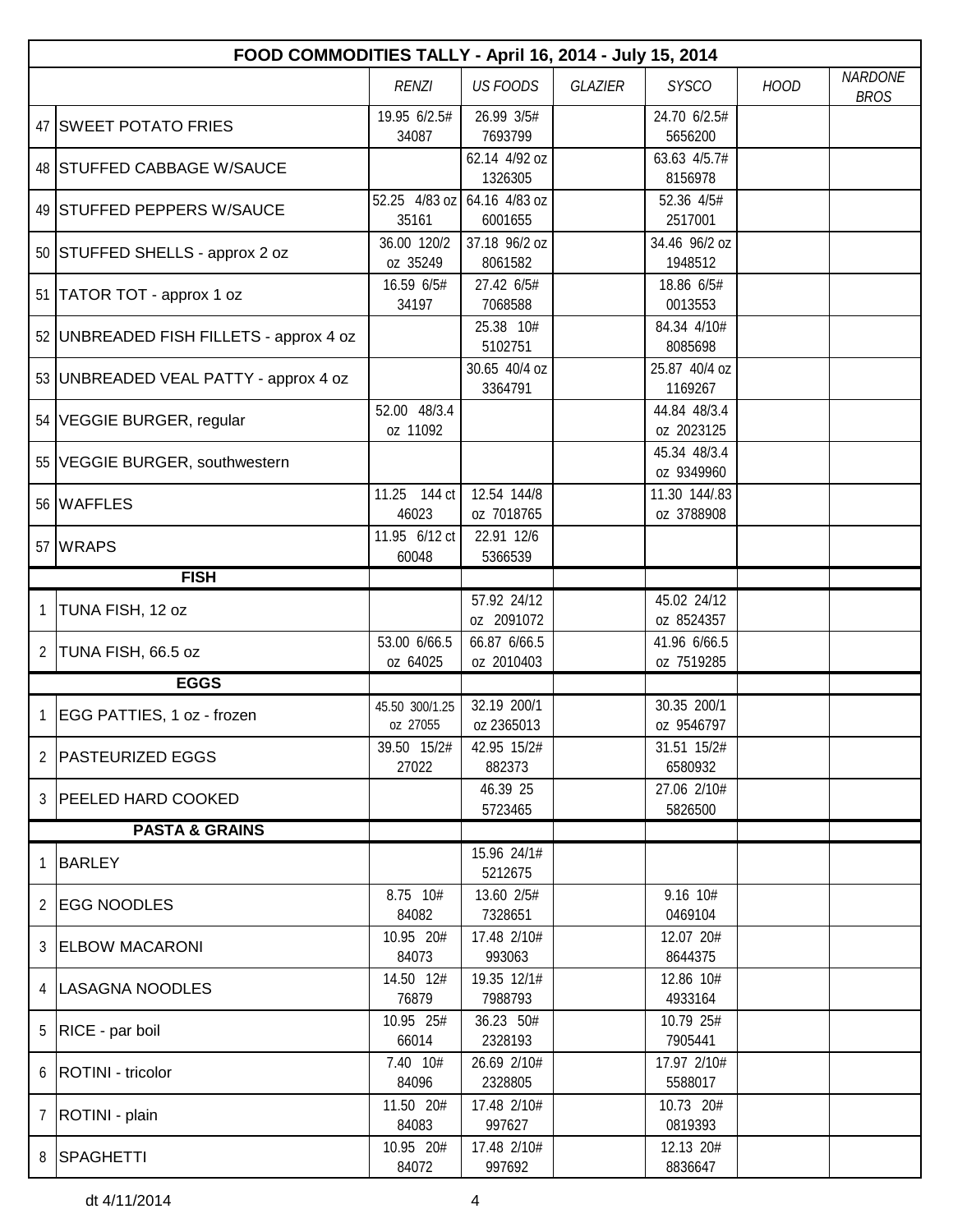| FOOD COMMODITIES TALLY - April 16, 2014 - July 15, 2014 | | | | | | | |
|---|---|---|---|---|---|---|---|
| | | *RENZI* | *US FOODS* | *GLAZIER* | *SYSCO* | *HOOD* | *NARDONE BROS* |
| 47 | SWEET POTATO FRIES | 19.95 6/2.5# 34087 | 26.99 3/5# 7693799 | | 24.70 6/2.5# 5656200 | | |
| 48 | STUFFED CABBAGE W/SAUCE | | 62.14 4/92 oz 1326305 | | 63.63 4/5.7# 8156978 | | |
| 49 | STUFFED PEPPERS W/SAUCE | 52.25 4/83 oz 35161 | 64.16 4/83 oz 6001655 | | 52.36 4/5# 2517001 | | |
| 50 | STUFFED SHELLS - approx 2 oz | 36.00 120/2 oz 35249 | 37.18 96/2 oz 8061582 | | 34.46 96/2 oz 1948512 | | |
| 51 | TATOR TOT - approx 1 oz | 16.59 6/5# 34197 | 27.42 6/5# 7068588 | | 18.86 6/5# 0013553 | | |
| 52 | UNBREADED FISH FILLETS - approx 4 oz | | 25.38 10# 5102751 | | 84.34 4/10# 8085698 | | |
| 53 | UNBREADED VEAL PATTY - approx 4 oz | | 30.65 40/4 oz 3364791 | | 25.87 40/4 oz 1169267 | | |
| 54 | VEGGIE BURGER, regular | 52.00 48/3.4 oz 11092 | | | 44.84 48/3.4 oz 2023125 | | |
| 55 | VEGGIE BURGER, southwestern | | | | 45.34 48/3.4 oz 9349960 | | |
| 56 | WAFFLES | 11.25 144 ct 46023 | 12.54 144/8 oz 7018765 | | 11.30 144/.83 oz 3788908 | | |
| 57 | WRAPS | 11.95 6/12 ct 60048 | 22.91 12/6 5366539 | | | | |
| | **FISH** | | | | | | |
| 1 | TUNA FISH, 12 oz | | 57.92 24/12 oz 2091072 | | 45.02 24/12 oz 8524357 | | |
| 2 | TUNA FISH, 66.5 oz | 53.00 6/66.5 oz 64025 | 66.87 6/66.5 oz 2010403 | | 41.96 6/66.5 oz 7519285 | | |
| | **EGGS** | | | | | | |
| 1 | EGG PATTIES, 1 oz - frozen | 45.50 300/1.25 oz 27055 | 32.19 200/1 oz 2365013 | | 30.35 200/1 oz 9546797 | | |
| 2 | PASTEURIZED EGGS | 39.50 15/2# 27022 | 42.95 15/2# 882373 | | 31.51 15/2# 6580932 | | |
| 3 | PEELED HARD COOKED | | 46.39 25 5723465 | | 27.06 2/10# 5826500 | | |
| | **PASTA & GRAINS** | | | | | | |
| 1 | BARLEY | | 15.96 24/1# 5212675 | | | | |
| 2 | EGG NOODLES | 8.75 10# 84082 | 13.60 2/5# 7328651 | | 9.16 10# 0469104 | | |
| 3 | ELBOW MACARONI | 10.95 20# 84073 | 17.48 2/10# 993063 | | 12.07 20# 8644375 | | |
| 4 | LASAGNA NOODLES | 14.50 12# 76879 | 19.35 12/1# 7988793 | | 12.86 10# 4933164 | | |
| 5 | RICE - par boil | 10.95 25# 66014 | 36.23 50# 2328193 | | 10.79 25# 7905441 | | |
| 6 | ROTINI - tricolor | 7.40 10# 84096 | 26.69 2/10# 2328805 | | 17.97 2/10# 5588017 | | |
| 7 | ROTINI - plain | 11.50 20# 84083 | 17.48 2/10# 997627 | | 10.73 20# 0819393 | | |
| 8 | SPAGHETTI | 10.95 20# 84072 | 17.48 2/10# 997692 | | 12.13 20# 8836647 | | |

dt 4/11/2014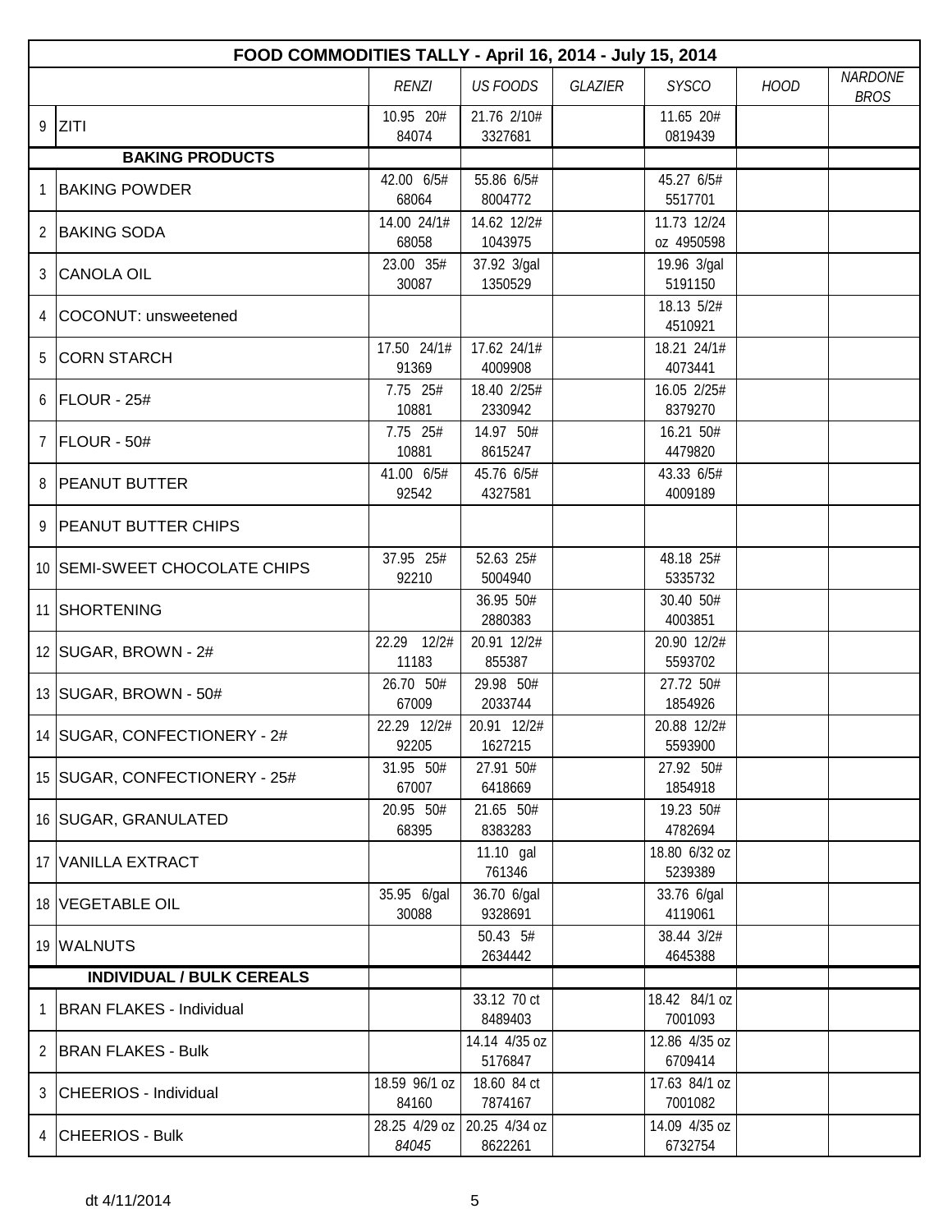| FOOD COMMODITIES TALLY - April 16, 2014 - July 15, 2014 | | | | | | | |
|---|---|---|---|---|---|---|---|
| | | *RENZI* | *US FOODS* | *GLAZIER* | *SYSCO* | *HOOD* | *NARDONE BROS* |
| 9 | ZITI | 10.95 20# 84074 | 21.76 2/10# 3327681 | | 11.65 20# 0819439 | | |
| | **BAKING PRODUCTS** | | | | | | |
| 1 | BAKING POWDER | 42.00 6/5# 68064 | 55.86 6/5# 8004772 | | 45.27 6/5# 5517701 | | |
| 2 | BAKING SODA | 14.00 24/1# 68058 | 14.62 12/2# 1043975 | | 11.73 12/24 oz 4950598 | | |
| 3 | CANOLA OIL | 23.00 35# 30087 | 37.92 3/gal 1350529 | | 19.96 3/gal 5191150 | | |
| 4 | COCONUT: unsweetened | | | | 18.13 5/2# 4510921 | | |
| 5 | CORN STARCH | 17.50 24/1# 91369 | 17.62 24/1# 4009908 | | 18.21 24/1# 4073441 | | |
| 6 | FLOUR - 25# | 7.75 25# 10881 | 18.40 2/25# 2330942 | | 16.05 2/25# 8379270 | | |
| 7 | FLOUR - 50# | 7.75 25# 10881 | 14.97 50# 8615247 | | 16.21 50# 4479820 | | |
| 8 | PEANUT BUTTER | 41.00 6/5# 92542 | 45.76 6/5# 4327581 | | 43.33 6/5# 4009189 | | |
| 9 | PEANUT BUTTER CHIPS | | | | | | |
| 10 | SEMI-SWEET CHOCOLATE CHIPS | 37.95 25# 92210 | 52.63 25# 5004940 | | 48.18 25# 5335732 | | |
| 11 | SHORTENING | | 36.95 50# 2880383 | | 30.40 50# 4003851 | | |
| 12 | SUGAR, BROWN - 2# | 22.29 12/2# 11183 | 20.91 12/2# 855387 | | 20.90 12/2# 5593702 | | |
| 13 | SUGAR, BROWN - 50# | 26.70 50# 67009 | 29.98 50# 2033744 | | 27.72 50# 1854926 | | |
| 14 | SUGAR, CONFECTIONERY - 2# | 22.29 12/2# 92205 | 20.91 12/2# 1627215 | | 20.88 12/2# 5593900 | | |
| 15 | SUGAR, CONFECTIONERY - 25# | 31.95 50# 67007 | 27.91 50# 6418669 | | 27.92 50# 1854918 | | |
| 16 | SUGAR, GRANULATED | 20.95 50# 68395 | 21.65 50# 8383283 | | 19.23 50# 4782694 | | |
| 17 | VANILLA EXTRACT | | 11.10 gal 761346 | | 18.80 6/32 oz 5239389 | | |
| 18 | VEGETABLE OIL | 35.95 6/gal 30088 | 36.70 6/gal 9328691 | | 33.76 6/gal 4119061 | | |
| 19 | WALNUTS | | 50.43 5# 2634442 | | 38.44 3/2# 4645388 | | |
| | **INDIVIDUAL / BULK CEREALS** | | | | | | |
| 1 | BRAN FLAKES - Individual | | 33.12 70 ct 8489403 | | 18.42 84/1 oz 7001093 | | |
| 2 | BRAN FLAKES - Bulk | | 14.14 4/35 oz 5176847 | | 12.86 4/35 oz 6709414 | | |
| 3 | CHEERIOS - Individual | 18.59 96/1 oz 84160 | 18.60 84 ct 7874167 | | 17.63 84/1 oz 7001082 | | |
| 4 | CHEERIOS - Bulk | 28.25 4/29 oz *84045* | 20.25 4/34 oz 8622261 | | 14.09 4/35 oz 6732754 | | |

dt 4/11/2014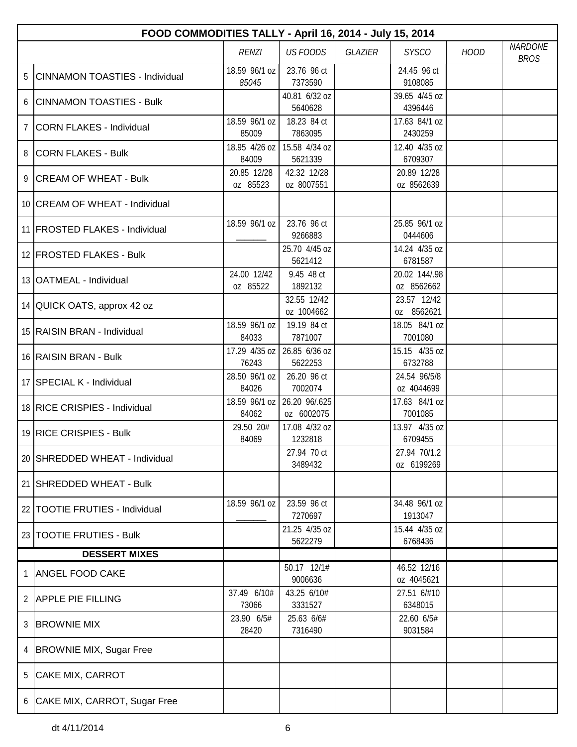| FOOD COMMODITIES TALLY - April 16, 2014 - July 15, 2014 | | | | | | | | |
|---|---|---|---|---|---|---|---|---|
| | | *RENZI* | *US FOODS* | *GLAZIER* | *SYSCO* | *HOOD* | *NARDONE BROS* |
| 5 | CINNAMON TOASTIES - Individual | 18.59 96/1 oz *85045* | 23.76 96 ct 7373590 | | 24.45 96 ct 9108085 | | |
| 6 | CINNAMON TOASTIES - Bulk | | 40.81 6/32 oz 5640628 | | 39.65 4/45 oz 4396446 | | |
| 7 | CORN FLAKES - Individual | 18.59 96/1 oz 85009 | 18.23 84 ct 7863095 | | 17.63 84/1 oz 2430259 | | |
| 8 | CORN FLAKES - Bulk | 18.95 4/26 oz 84009 | 15.58 4/34 oz 5621339 | | 12.40 4/35 oz 6709307 | | |
| 9 | CREAM OF WHEAT - Bulk | 20.85 12/28 oz 85523 | 42.32 12/28 oz 8007551 | | 20.89 12/28 oz 8562639 | | |
| 10 | CREAM OF WHEAT - Individual | | | | | | |
| 11 | FROSTED FLAKES - Individual | 18.59 96/1 oz ______ | 23.76 96 ct 9266883 | | 25.85 96/1 oz 0444606 | | |
| 12 | FROSTED FLAKES - Bulk | | 25.70 4/45 oz 5621412 | | 14.24 4/35 oz 6781587 | | |
| 13 | OATMEAL - Individual | 24.00 12/42 oz 85522 | 9.45 48 ct 1892132 | | 20.02 144/.98 oz 8562662 | | |
| 14 | QUICK OATS, approx 42 oz | | 32.55 12/42 oz 1004662 | | 23.57 12/42 oz 8562621 | | |
| 15 | RAISIN BRAN - Individual | 18.59 96/1 oz 84033 | 19.19 84 ct 7871007 | | 18.05 84/1 oz 7001080 | | |
| 16 | RAISIN BRAN - Bulk | 17.29 4/35 oz 76243 | 26.85 6/36 oz 5622253 | | 15.15 4/35 oz 6732788 | | |
| 17 | SPECIAL K - Individual | 28.50 96/1 oz 84026 | 26.20 96 ct 7002074 | | 24.54 96/5/8 oz 4044699 | | |
| 18 | RICE CRISPIES - Individual | 18.59 96/1 oz 84062 | 26.20 96/.625 oz 6002075 | | 17.63 84/1 oz 7001085 | | |
| 19 | RICE CRISPIES - Bulk | 29.50 20# 84069 | 17.08 4/32 oz 1232818 | | 13.97 4/35 oz 6709455 | | |
| 20 | SHREDDED WHEAT - Individual | | 27.94 70 ct 3489432 | | 27.94 70/1.2 oz 6199269 | | |
| 21 | SHREDDED WHEAT - Bulk | | | | | | |
| 22 | TOOTIE FRUTIES - Individual | 18.59 96/1 oz ______ | 23.59 96 ct 7270697 | | 34.48 96/1 oz 1913047 | | |
| 23 | TOOTIE FRUTIES - Bulk | | 21.25 4/35 oz 5622279 | | 15.44 4/35 oz 6768436 | | |
| | **DESSERT MIXES** | | | | | | |
| 1 | ANGEL FOOD CAKE | | 50.17 12/1# 9006636 | | 46.52 12/16 oz 4045621 | | |
| 2 | APPLE PIE FILLING | 37.49 6/10# 73066 | 43.25 6/10# 3331527 | | 27.51 6/#10 6348015 | | |
| 3 | BROWNIE MIX | 23.90 6/5# 28420 | 25.63 6/6# 7316490 | | 22.60 6/5# 9031584 | | |
| 4 | BROWNIE MIX, Sugar Free | | | | | | |
| 5 | CAKE MIX, CARROT | | | | | | |
| 6 | CAKE MIX, CARROT, Sugar Free | | | | | | |

dt 4/11/2014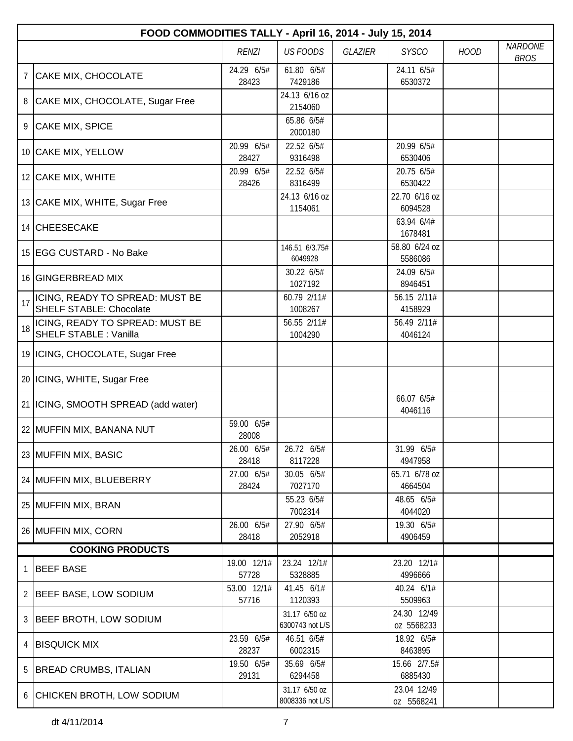| | FOOD COMMODITIES TALLY - April 16, 2014 - July 15, 2014 | | | | | | |
|---|---|---|---|---|---|---|---|
| | | *RENZI* | *US FOODS* | *GLAZIER* | *SYSCO* | *HOOD* | *NARDONE BROS* |
| 7 | CAKE MIX, CHOCOLATE | 24.29 6/5# 28423 | 61.80 6/5# 7429186 | | 24.11 6/5# 6530372 | | |
| 8 | CAKE MIX, CHOCOLATE, Sugar Free | | 24.13 6/16 oz 2154060 | | | | |
| 9 | CAKE MIX, SPICE | | 65.86 6/5# 2000180 | | | | |
| 10 | CAKE MIX, YELLOW | 20.99 6/5# 28427 | 22.52 6/5# 9316498 | | 20.99 6/5# 6530406 | | |
| 12 | CAKE MIX, WHITE | 20.99 6/5# 28426 | 22.52 6/5# 8316499 | | 20.75 6/5# 6530422 | | |
| 13 | CAKE MIX, WHITE, Sugar Free | | 24.13 6/16 oz 1154061 | | 22.70 6/16 oz 6094528 | | |
| 14 | CHEESECAKE | | | | 63.94 6/4# 1678481 | | |
| 15 | EGG CUSTARD - No Bake | | 146.51 6/3.75# 6049928 | | 58.80 6/24 oz 5586086 | | |
| 16 | GINGERBREAD MIX | | 30.22 6/5# 1027192 | | 24.09 6/5# 8946451 | | |
| 17 | ICING, READY TO SPREAD: MUST BE SHELF STABLE: Chocolate | | 60.79 2/11# 1008267 | | 56.15 2/11# 4158929 | | |
| 18 | ICING, READY TO SPREAD: MUST BE SHELF STABLE : Vanilla | | 56.55 2/11# 1004290 | | 56.49 2/11# 4046124 | | |
| 19 | ICING, CHOCOLATE, Sugar Free | | | | | | |
| 20 | ICING, WHITE, Sugar Free | | | | | | |
| 21 | ICING, SMOOTH SPREAD (add water) | | | | 66.07 6/5# 4046116 | | |
| 22 | MUFFIN MIX, BANANA NUT | 59.00 6/5# 28008 | | | | | |
| 23 | MUFFIN MIX, BASIC | 26.00 6/5# 28418 | 26.72 6/5# 8117228 | | 31.99 6/5# 4947958 | | |
| 24 | MUFFIN MIX, BLUEBERRY | 27.00 6/5# 28424 | 30.05 6/5# 7027170 | | 65.71 6/78 oz 4664504 | | |
| 25 | MUFFIN MIX, BRAN | | 55.23 6/5# 7002314 | | 48.65 6/5# 4044020 | | |
| 26 | MUFFIN MIX, CORN | 26.00 6/5# 28418 | 27.90 6/5# 2052918 | | 19.30 6/5# 4906459 | | |
| | **COOKING PRODUCTS** | | | | | | |
| 1 | BEEF BASE | 19.00 12/1# 57728 | 23.24 12/1# 5328885 | | 23.20 12/1# 4996666 | | |
| 2 | BEEF BASE, LOW SODIUM | 53.00 12/1# 57716 | 41.45 6/1# 1120393 | | 40.24 6/1# 5509963 | | |
| 3 | BEEF BROTH, LOW SODIUM | | 31.17 6/50 oz 6300743 not L/S | | 24.30 12/49 oz 5568233 | | |
| 4 | BISQUICK MIX | 23.59 6/5# 28237 | 46.51 6/5# 6002315 | | 18.92 6/5# 8463895 | | |
| 5 | BREAD CRUMBS, ITALIAN | 19.50 6/5# 29131 | 35.69 6/5# 6294458 | | 15.66 2/7.5# 6885430 | | |
| 6 | CHICKEN BROTH, LOW SODIUM | | 31.17 6/50 oz 8008336 not L/S | | 23.04 12/49 oz 5568241 | | |

dt 4/11/2014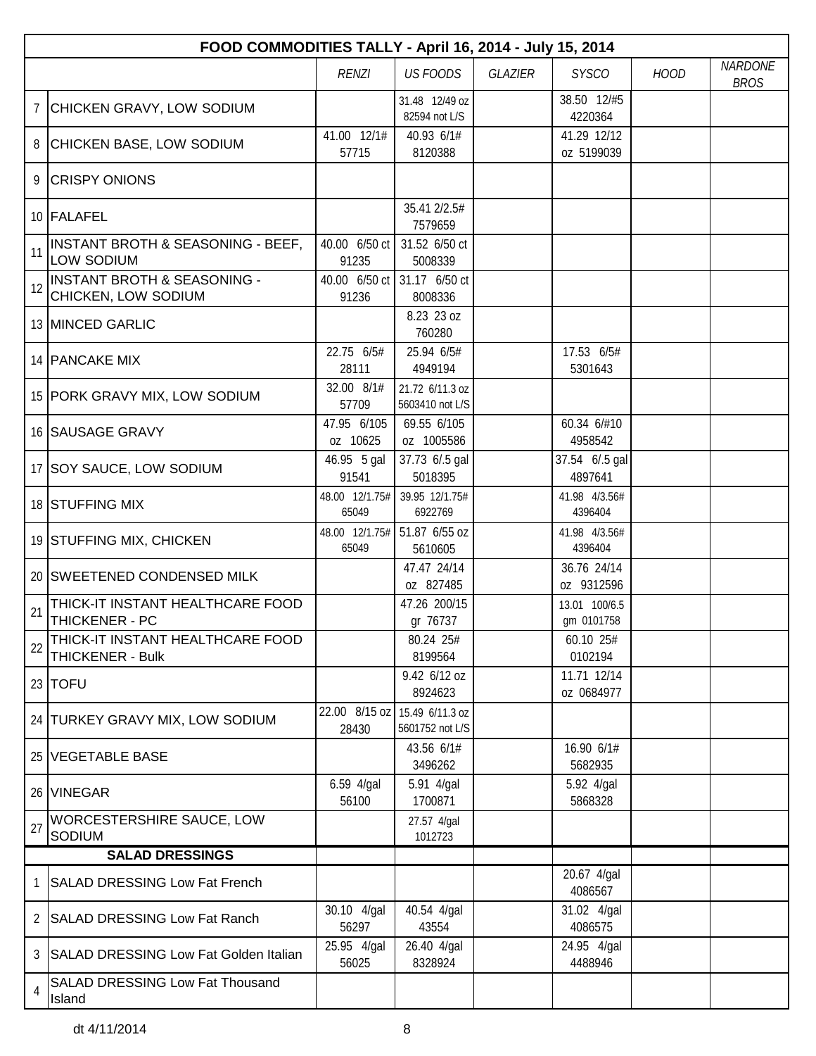| FOOD COMMODITIES TALLY - April 16, 2014 - July 15, 2014 | | | | | | | |
|---|---|---|---|---|---|---|---|
| | | RENZI | US FOODS | GLAZIER | SYSCO | HOOD | NARDONE BROS |
| 7 | CHICKEN GRAVY, LOW SODIUM | | 31.48 12/49 oz 82594 not L/S | | 38.50 12/#5 4220364 | | |
| 8 | CHICKEN BASE, LOW SODIUM | 41.00 12/1# 57715 | 40.93 6/1# 8120388 | | 41.29 12/12 oz 5199039 | | |
| 9 | CRISPY ONIONS | | | | | | |
| 10 | FALAFEL | | 35.41 2/2.5# 7579659 | | | | |
| 11 | INSTANT BROTH & SEASONING - BEEF, LOW SODIUM | 40.00 6/50 ct 91235 | 31.52 6/50 ct 5008339 | | | | |
| 12 | INSTANT BROTH & SEASONING - CHICKEN, LOW SODIUM | 40.00 6/50 ct 91236 | 31.17 6/50 ct 8008336 | | | | |
| 13 | MINCED GARLIC | | 8.23 23 oz 760280 | | | | |
| 14 | PANCAKE MIX | 22.75 6/5# 28111 | 25.94 6/5# 4949194 | | 17.53 6/5# 5301643 | | |
| 15 | PORK GRAVY MIX, LOW SODIUM | 32.00 8/1# 57709 | 21.72 6/11.3 oz 5603410 not L/S | | | | |
| 16 | SAUSAGE GRAVY | 47.95 6/105 oz 10625 | 69.55 6/105 oz 1005586 | | 60.34 6/#10 4958542 | | |
| 17 | SOY SAUCE, LOW SODIUM | 46.95 5 gal 91541 | 37.73 6/.5 gal 5018395 | | 37.54 6/.5 gal 4897641 | | |
| 18 | STUFFING MIX | 48.00 12/1.75# 65049 | 39.95 12/1.75# 6922769 | | 41.98 4/3.56# 4396404 | | |
| 19 | STUFFING MIX, CHICKEN | 48.00 12/1.75# 65049 | 51.87 6/55 oz 5610605 | | 41.98 4/3.56# 4396404 | | |
| 20 | SWEETENED CONDENSED MILK | | 47.47 24/14 oz 827485 | | 36.76 24/14 oz 9312596 | | |
| 21 | THICK-IT INSTANT HEALTHCARE FOOD THICKENER - PC | | 47.26 200/15 gr 76737 | | 13.01 100/6.5 gm 0101758 | | |
| 22 | THICK-IT INSTANT HEALTHCARE FOOD THICKENER - Bulk | | 80.24 25# 8199564 | | 60.10 25# 0102194 | | |
| 23 | TOFU | | 9.42 6/12 oz 8924623 | | 11.71 12/14 oz 0684977 | | |
| 24 | TURKEY GRAVY MIX, LOW SODIUM | 22.00 8/15 oz 28430 | 15.49 6/11.3 oz 5601752 not L/S | | | | |
| 25 | VEGETABLE BASE | | 43.56 6/1# 3496262 | | 16.90 6/1# 5682935 | | |
| 26 | VINEGAR | 6.59 4/gal 56100 | 5.91 4/gal 1700871 | | 5.92 4/gal 5868328 | | |
| 27 | WORCESTERSHIRE SAUCE, LOW SODIUM | | 27.57 4/gal 1012723 | | | | |
| | **SALAD DRESSINGS** | | | | | | |
| 1 | SALAD DRESSING Low Fat French | | | | 20.67 4/gal 4086567 | | |
| 2 | SALAD DRESSING Low Fat Ranch | 30.10 4/gal 56297 | 40.54 4/gal 43554 | | 31.02 4/gal 4086575 | | |
| 3 | SALAD DRESSING Low Fat Golden Italian | 25.95 4/gal 56025 | 26.40 4/gal 8328924 | | 24.95 4/gal 4488946 | | |
| 4 | SALAD DRESSING Low Fat Thousand Island | | | | | | |

dt 4/11/2014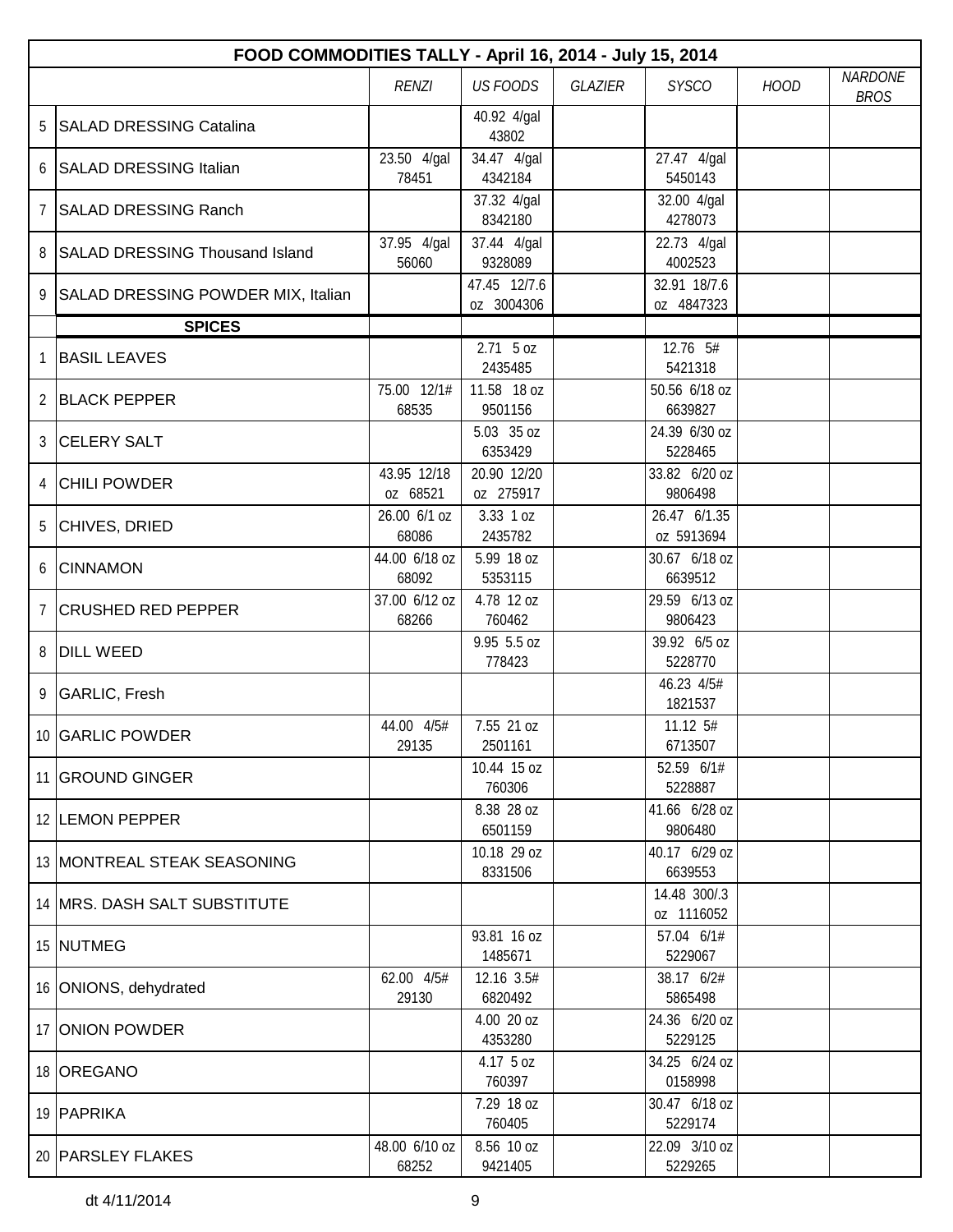| | FOOD COMMODITIES TALLY - April 16, 2014 - July 15, 2014 | | | | | | |
|---|---|---|---|---|---|---|---|
| | | *RENZI* | *US FOODS* | *GLAZIER* | *SYSCO* | *HOOD* | *NARDONE BROS* |
| 5 | SALAD DRESSING Catalina | | 40.92 4/gal 43802 | | | | |
| 6 | SALAD DRESSING Italian | 23.50 4/gal 78451 | 34.47 4/gal 4342184 | | 27.47 4/gal 5450143 | | |
| 7 | SALAD DRESSING Ranch | | 37.32 4/gal 8342180 | | 32.00 4/gal 4278073 | | |
| 8 | SALAD DRESSING Thousand Island | 37.95 4/gal 56060 | 37.44 4/gal 9328089 | | 22.73 4/gal 4002523 | | |
| 9 | SALAD DRESSING POWDER MIX, Italian | | 47.45 12/7.6 oz 3004306 | | 32.91 18/7.6 oz 4847323 | | |
| | **SPICES** | | | | | | |
| 1 | BASIL LEAVES | | 2.71 5 oz 2435485 | | 12.76 5# 5421318 | | |
| 2 | BLACK PEPPER | 75.00 12/1# 68535 | 11.58 18 oz 9501156 | | 50.56 6/18 oz 6639827 | | |
| 3 | CELERY SALT | | 5.03 35 oz 6353429 | | 24.39 6/30 oz 5228465 | | |
| 4 | CHILI POWDER | 43.95 12/18 oz 68521 | 20.90 12/20 oz 275917 | | 33.82 6/20 oz 9806498 | | |
| 5 | CHIVES, DRIED | 26.00 6/1 oz 68086 | 3.33 1 oz 2435782 | | 26.47 6/1.35 oz 5913694 | | |
| 6 | CINNAMON | 44.00 6/18 oz 68092 | 5.99 18 oz 5353115 | | 30.67 6/18 oz 6639512 | | |
| 7 | CRUSHED RED PEPPER | 37.00 6/12 oz 68266 | 4.78 12 oz 760462 | | 29.59 6/13 oz 9806423 | | |
| 8 | DILL WEED | | 9.95 5.5 oz 778423 | | 39.92 6/5 oz 5228770 | | |
| 9 | GARLIC, Fresh | | | | 46.23 4/5# 1821537 | | |
| 10 | GARLIC POWDER | 44.00 4/5# 29135 | 7.55 21 oz 2501161 | | 11.12 5# 6713507 | | |
| 11 | GROUND GINGER | | 10.44 15 oz 760306 | | 52.59 6/1# 5228887 | | |
| 12 | LEMON PEPPER | | 8.38 28 oz 6501159 | | 41.66 6/28 oz 9806480 | | |
| 13 | MONTREAL STEAK SEASONING | | 10.18 29 oz 8331506 | | 40.17 6/29 oz 6639553 | | |
| 14 | MRS. DASH SALT SUBSTITUTE | | | | 14.48 300/.3 oz 1116052 | | |
| 15 | NUTMEG | | 93.81 16 oz 1485671 | | 57.04 6/1# 5229067 | | |
| 16 | ONIONS, dehydrated | 62.00 4/5# 29130 | 12.16 3.5# 6820492 | | 38.17 6/2# 5865498 | | |
| 17 | ONION POWDER | | 4.00 20 oz 4353280 | | 24.36 6/20 oz 5229125 | | |
| 18 | OREGANO | | 4.17 5 oz 760397 | | 34.25 6/24 oz 0158998 | | |
| 19 | PAPRIKA | | 7.29 18 oz 760405 | | 30.47 6/18 oz 5229174 | | |
| 20 | PARSLEY FLAKES | 48.00 6/10 oz 68252 | 8.56 10 oz 9421405 | | 22.09 3/10 oz 5229265 | | |

dt 4/11/2014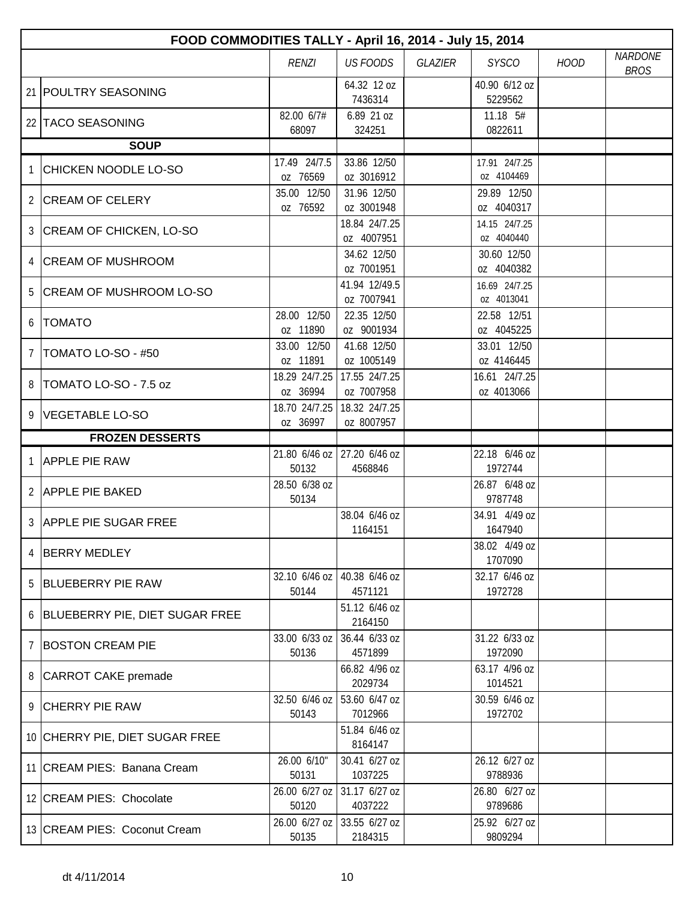| FOOD COMMODITIES TALLY - April 16, 2014 - July 15, 2014 | | | | | | | |
|---|---|---|---|---|---|---|---|
| | | *RENZI* | *US FOODS* | *GLAZIER* | *SYSCO* | *HOOD* | *NARDONE BROS* |
| 21 | POULTRY SEASONING | | 64.32 12 oz 7436314 | | 40.90 6/12 oz 5229562 | | |
| 22 | TACO SEASONING | 82.00 6/7# 68097 | 6.89 21 oz 324251 | | 11.18 5# 0822611 | | |
| | **SOUP** | | | | | | |
| 1 | CHICKEN NOODLE LO-SO | 17.49 24/7.5 oz 76569 | 33.86 12/50 oz 3016912 | | 17.91 24/7.25 oz 4104469 | | |
| 2 | CREAM OF CELERY | 35.00 12/50 oz 76592 | 31.96 12/50 oz 3001948 | | 29.89 12/50 oz 4040317 | | |
| 3 | CREAM OF CHICKEN, LO-SO | | 18.84 24/7.25 oz 4007951 | | 14.15 24/7.25 oz 4040440 | | |
| 4 | CREAM OF MUSHROOM | | 34.62 12/50 oz 7001951 | | 30.60 12/50 oz 4040382 | | |
| 5 | CREAM OF MUSHROOM LO-SO | | 41.94 12/49.5 oz 7007941 | | 16.69 24/7.25 oz 4013041 | | |
| 6 | TOMATO | 28.00 12/50 oz 11890 | 22.35 12/50 oz 9001934 | | 22.58 12/51 oz 4045225 | | |
| 7 | TOMATO LO-SO - #50 | 33.00 12/50 oz 11891 | 41.68 12/50 oz 1005149 | | 33.01 12/50 oz 4146445 | | |
| 8 | TOMATO LO-SO - 7.5 oz | 18.29 24/7.25 oz 36994 | 17.55 24/7.25 oz 7007958 | | 16.61 24/7.25 oz 4013066 | | |
| 9 | VEGETABLE LO-SO | 18.70 24/7.25 oz 36997 | 18.32 24/7.25 oz 8007957 | | | | |
| | **FROZEN DESSERTS** | | | | | | |
| 1 | APPLE PIE RAW | 21.80 6/46 oz 50132 | 27.20 6/46 oz 4568846 | | 22.18 6/46 oz 1972744 | | |
| 2 | APPLE PIE BAKED | 28.50 6/38 oz 50134 | | | 26.87 6/48 oz 9787748 | | |
| 3 | APPLE PIE SUGAR FREE | | 38.04 6/46 oz 1164151 | | 34.91 4/49 oz 1647940 | | |
| 4 | BERRY MEDLEY | | | | 38.02 4/49 oz 1707090 | | |
| 5 | BLUEBERRY PIE RAW | 32.10 6/46 oz 50144 | 40.38 6/46 oz 4571121 | | 32.17 6/46 oz 1972728 | | |
| 6 | BLUEBERRY PIE, DIET SUGAR FREE | | 51.12 6/46 oz 2164150 | | | | |
| 7 | BOSTON CREAM PIE | 33.00 6/33 oz 50136 | 36.44 6/33 oz 4571899 | | 31.22 6/33 oz 1972090 | | |
| 8 | CARROT CAKE premade | | 66.82 4/96 oz 2029734 | | 63.17 4/96 oz 1014521 | | |
| 9 | CHERRY PIE RAW | 32.50 6/46 oz 50143 | 53.60 6/47 oz 7012966 | | 30.59 6/46 oz 1972702 | | |
| 10 | CHERRY PIE, DIET SUGAR FREE | | 51.84 6/46 oz 8164147 | | | | |
| 11 | CREAM PIES: Banana Cream | 26.00 6/10" 50131 | 30.41 6/27 oz 1037225 | | 26.12 6/27 oz 9788936 | | |
| 12 | CREAM PIES: Chocolate | 26.00 6/27 oz 50120 | 31.17 6/27 oz 4037222 | | 26.80 6/27 oz 9789686 | | |
| 13 | CREAM PIES: Coconut Cream | 26.00 6/27 oz 50135 | 33.55 6/27 oz 2184315 | | 25.92 6/27 oz 9809294 | | |

dt 4/11/2014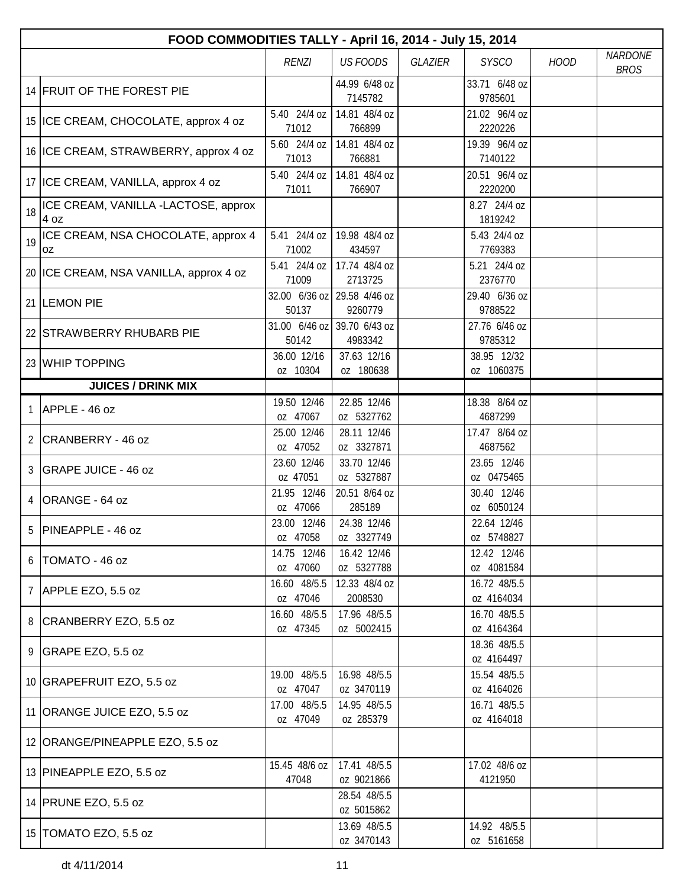| FOOD COMMODITIES TALLY - April 16, 2014 - July 15, 2014 | | | | | | | | |
|---|---|---|---|---|---|---|---|---|
| | | *RENZI* | *US FOODS* | *GLAZIER* | *SYSCO* | *HOOD* | *NARDONE BROS* |
| 14 | FRUIT OF THE FOREST PIE | | 44.99 6/48 oz 7145782 | | 33.71 6/48 oz 9785601 | | |
| 15 | ICE CREAM, CHOCOLATE, approx 4 oz | 5.40 24/4 oz 71012 | 14.81 48/4 oz 766899 | | 21.02 96/4 oz 2220226 | | |
| 16 | ICE CREAM, STRAWBERRY, approx 4 oz | 5.60 24/4 oz 71013 | 14.81 48/4 oz 766881 | | 19.39 96/4 oz 7140122 | | |
| 17 | ICE CREAM, VANILLA, approx 4 oz | 5.40 24/4 oz 71011 | 14.81 48/4 oz 766907 | | 20.51 96/4 oz 2220200 | | |
| 18 | ICE CREAM, VANILLA -LACTOSE, approx 4 oz | | | | 8.27 24/4 oz 1819242 | | |
| 19 | ICE CREAM, NSA CHOCOLATE, approx 4 oz | 5.41 24/4 oz 71002 | 19.98 48/4 oz 434597 | | 5.43 24/4 oz 7769383 | | |
| 20 | ICE CREAM, NSA VANILLA, approx 4 oz | 5.41 24/4 oz 71009 | 17.74 48/4 oz 2713725 | | 5.21 24/4 oz 2376770 | | |
| 21 | LEMON PIE | 32.00 6/36 oz 50137 | 29.58 4/46 oz 9260779 | | 29.40 6/36 oz 9788522 | | |
| 22 | STRAWBERRY RHUBARB PIE | 31.00 6/46 oz 50142 | 39.70 6/43 oz 4983342 | | 27.76 6/46 oz 9785312 | | |
| 23 | WHIP TOPPING | 36.00 12/16 oz 10304 | 37.63 12/16 oz 180638 | | 38.95 12/32 oz 1060375 | | |
| | **JUICES / DRINK MIX** | | | | | | |
| 1 | APPLE - 46 oz | 19.50 12/46 oz 47067 | 22.85 12/46 oz 5327762 | | 18.38 8/64 oz 4687299 | | |
| 2 | CRANBERRY - 46 oz | 25.00 12/46 oz 47052 | 28.11 12/46 oz 3327871 | | 17.47 8/64 oz 4687562 | | |
| 3 | GRAPE JUICE - 46 oz | 23.60 12/46 oz 47051 | 33.70 12/46 oz 5327887 | | 23.65 12/46 oz 0475465 | | |
| 4 | ORANGE - 64 oz | 21.95 12/46 oz 47066 | 20.51 8/64 oz 285189 | | 30.40 12/46 oz 6050124 | | |
| 5 | PINEAPPLE - 46 oz | 23.00 12/46 oz 47058 | 24.38 12/46 oz 3327749 | | 22.64 12/46 oz 5748827 | | |
| 6 | TOMATO - 46 oz | 14.75 12/46 oz 47060 | 16.42 12/46 oz 5327788 | | 12.42 12/46 oz 4081584 | | |
| 7 | APPLE EZO, 5.5 oz | 16.60 48/5.5 oz 47046 | 12.33 48/4 oz 2008530 | | 16.72 48/5.5 oz 4164034 | | |
| 8 | CRANBERRY EZO, 5.5 oz | 16.60 48/5.5 oz 47345 | 17.96 48/5.5 oz 5002415 | | 16.70 48/5.5 oz 4164364 | | |
| 9 | GRAPE EZO, 5.5 oz | | | | 18.36 48/5.5 oz 4164497 | | |
| 10 | GRAPEFRUIT EZO, 5.5 oz | 19.00 48/5.5 oz 47047 | 16.98 48/5.5 oz 3470119 | | 15.54 48/5.5 oz 4164026 | | |
| 11 | ORANGE JUICE EZO, 5.5 oz | 17.00 48/5.5 oz 47049 | 14.95 48/5.5 oz 285379 | | 16.71 48/5.5 oz 4164018 | | |
| 12 | ORANGE/PINEAPPLE EZO, 5.5 oz | | | | | | |
| 13 | PINEAPPLE EZO, 5.5 oz | 15.45 48/6 oz 47048 | 17.41 48/5.5 oz 9021866 | | 17.02 48/6 oz 4121950 | | |
| 14 | PRUNE EZO, 5.5 oz | | 28.54 48/5.5 oz 5015862 | | | | |
| 15 | TOMATO EZO, 5.5 oz | | 13.69 48/5.5 oz 3470143 | | 14.92 48/5.5 oz 5161658 | | |

dt 4/11/2014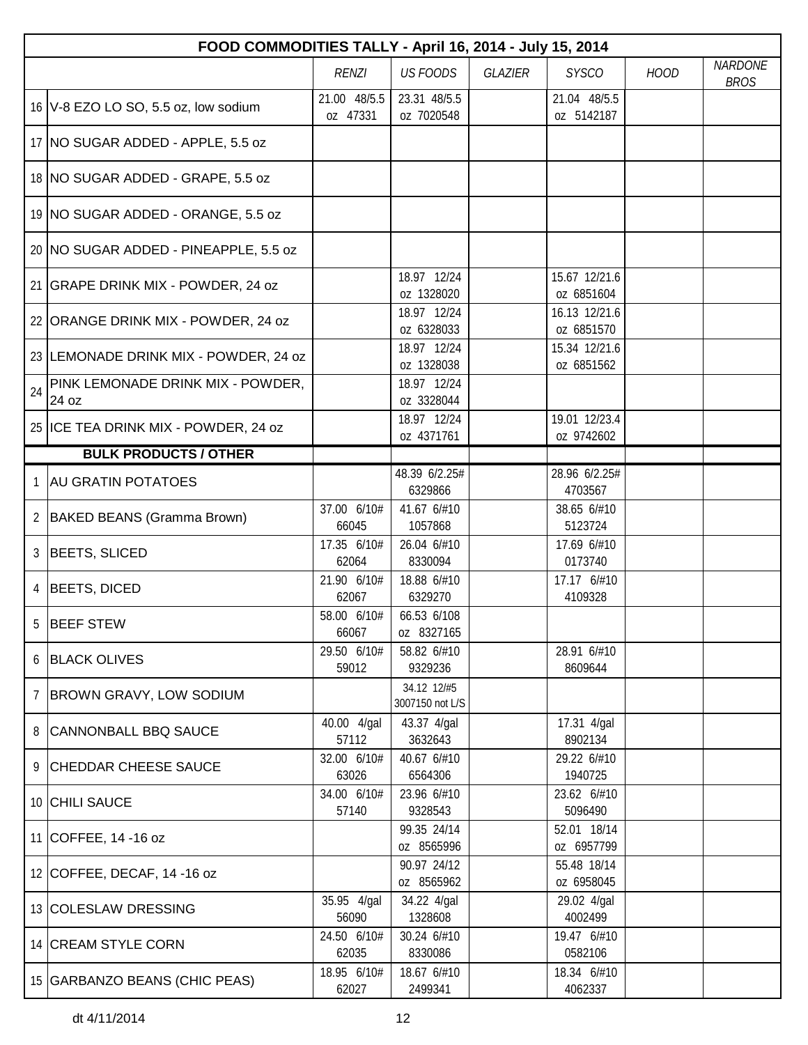| FOOD COMMODITIES TALLY - April 16, 2014 - July 15, 2014 | | | | | | | |
|---|---|---|---|---|---|---|---|
| | | *RENZI* | *US FOODS* | *GLAZIER* | *SYSCO* | *HOOD* | *NARDONE BROS* |
| 16 | V-8 EZO LO SO, 5.5 oz, low sodium | 21.00 48/5.5 oz 47331 | 23.31 48/5.5 oz 7020548 | | 21.04 48/5.5 oz 5142187 | | |
| 17 | NO SUGAR ADDED - APPLE, 5.5 oz | | | | | | |
| 18 | NO SUGAR ADDED - GRAPE, 5.5 oz | | | | | | |
| 19 | NO SUGAR ADDED - ORANGE, 5.5 oz | | | | | | |
| 20 | NO SUGAR ADDED - PINEAPPLE, 5.5 oz | | | | | | |
| 21 | GRAPE DRINK MIX - POWDER, 24 oz | | 18.97 12/24 oz 1328020 | | 15.67 12/21.6 oz 6851604 | | |
| 22 | ORANGE DRINK MIX - POWDER, 24 oz | | 18.97 12/24 oz 6328033 | | 16.13 12/21.6 oz 6851570 | | |
| 23 | LEMONADE DRINK MIX - POWDER, 24 oz | | 18.97 12/24 oz 1328038 | | 15.34 12/21.6 oz 6851562 | | |
| 24 | PINK LEMONADE DRINK MIX - POWDER, 24 oz | | 18.97 12/24 oz 3328044 | | | | |
| 25 | ICE TEA DRINK MIX - POWDER, 24 oz | | 18.97 12/24 oz 4371761 | | 19.01 12/23.4 oz 9742602 | | |
| | **BULK PRODUCTS / OTHER** | | | | | | |
| 1 | AU GRATIN POTATOES | | 48.39 6/2.25# 6329866 | | 28.96 6/2.25# 4703567 | | |
| 2 | BAKED BEANS (Gramma Brown) | 37.00 6/10# 66045 | 41.67 6/#10 1057868 | | 38.65 6/#10 5123724 | | |
| 3 | BEETS, SLICED | 17.35 6/10# 62064 | 26.04 6/#10 8330094 | | 17.69 6/#10 0173740 | | |
| 4 | BEETS, DICED | 21.90 6/10# 62067 | 18.88 6/#10 6329270 | | 17.17 6/#10 4109328 | | |
| 5 | BEEF STEW | 58.00 6/10# 66067 | 66.53 6/108 oz 8327165 | | | | |
| 6 | BLACK OLIVES | 29.50 6/10# 59012 | 58.82 6/#10 9329236 | | 28.91 6/#10 8609644 | | |
| 7 | BROWN GRAVY, LOW SODIUM | | 34.12 12/#5 3007150 not L/S | | | | |
| 8 | CANNONBALL BBQ SAUCE | 40.00 4/gal 57112 | 43.37 4/gal 3632643 | | 17.31 4/gal 8902134 | | |
| 9 | CHEDDAR CHEESE SAUCE | 32.00 6/10# 63026 | 40.67 6/#10 6564306 | | 29.22 6/#10 1940725 | | |
| 10 | CHILI SAUCE | 34.00 6/10# 57140 | 23.96 6/#10 9328543 | | 23.62 6/#10 5096490 | | |
| 11 | COFFEE, 14 -16 oz | | 99.35 24/14 oz 8565996 | | 52.01 18/14 oz 6957799 | | |
| 12 | COFFEE, DECAF, 14 -16 oz | | 90.97 24/12 oz 8565962 | | 55.48 18/14 oz 6958045 | | |
| 13 | COLESLAW DRESSING | 35.95 4/gal 56090 | 34.22 4/gal 1328608 | | 29.02 4/gal 4002499 | | |
| 14 | CREAM STYLE CORN | 24.50 6/10# 62035 | 30.24 6/#10 8330086 | | 19.47 6/#10 0582106 | | |
| 15 | GARBANZO BEANS (CHIC PEAS) | 18.95 6/10# 62027 | 18.67 6/#10 2499341 | | 18.34 6/#10 4062337 | | |

dt 4/11/2014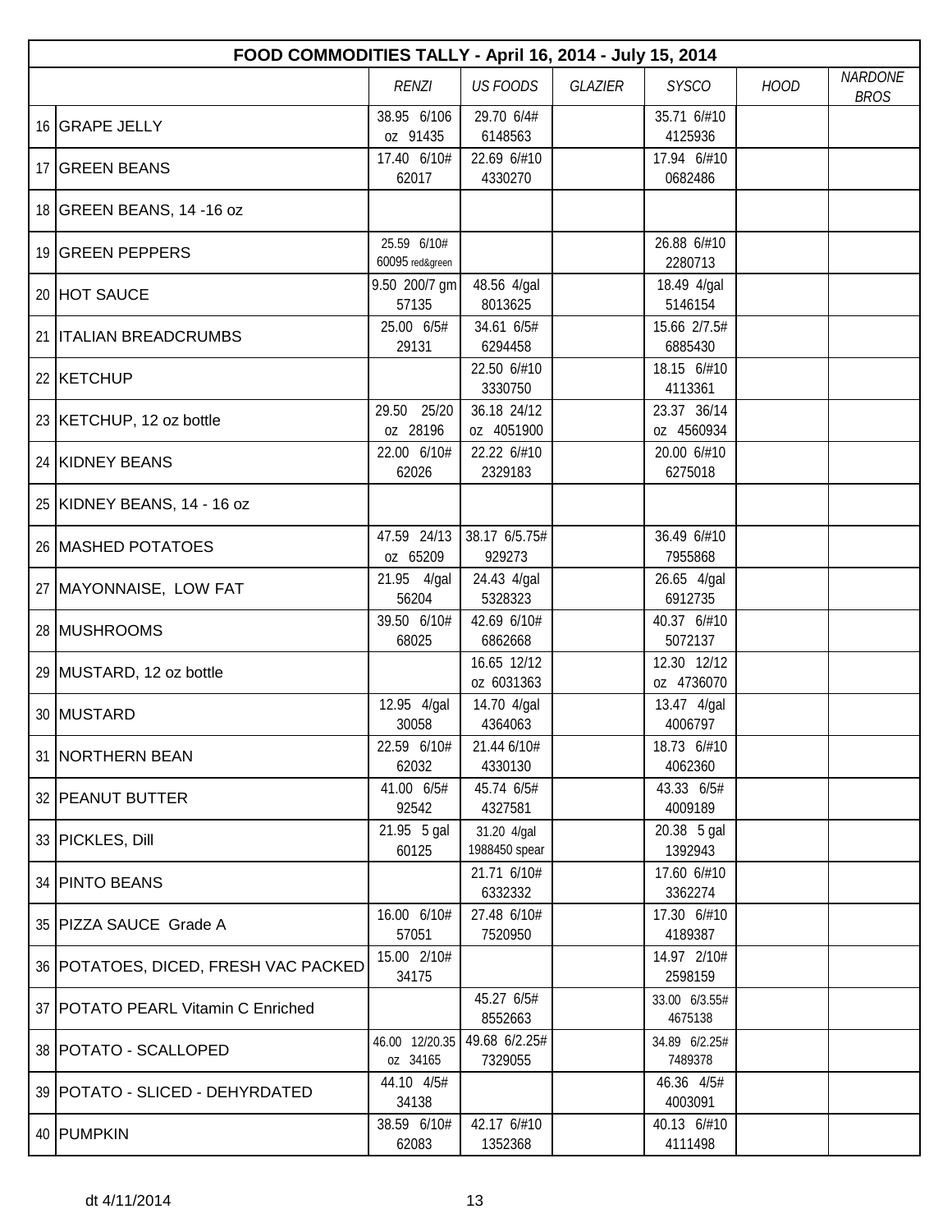| | FOOD COMMODITIES TALLY - April 16, 2014 - July 15, 2014 | | | | | | |
|---|---|---|---|---|---|---|---|
| | | *RENZI* | *US FOODS* | *GLAZIER* | *SYSCO* | *HOOD* | *NARDONE BROS* |
| 16 | GRAPE JELLY | 38.95 6/106 oz 91435 | 29.70 6/4# 6148563 | | 35.71 6/#10 4125936 | | |
| 17 | GREEN BEANS | 17.40 6/10# 62017 | 22.69 6/#10 4330270 | | 17.94 6/#10 0682486 | | |
| 18 | GREEN BEANS, 14 -16 oz | | | | | | |
| 19 | GREEN PEPPERS | 25.59 6/10# 60095 red&green | | | 26.88 6/#10 2280713 | | |
| 20 | HOT SAUCE | 9.50 200/7 gm 57135 | 48.56 4/gal 8013625 | | 18.49 4/gal 5146154 | | |
| 21 | ITALIAN BREADCRUMBS | 25.00 6/5# 29131 | 34.61 6/5# 6294458 | | 15.66 2/7.5# 6885430 | | |
| 22 | KETCHUP | | 22.50 6/#10 3330750 | | 18.15 6/#10 4113361 | | |
| 23 | KETCHUP, 12 oz bottle | 29.50 25/20 oz 28196 | 36.18 24/12 oz 4051900 | | 23.37 36/14 oz 4560934 | | |
| 24 | KIDNEY BEANS | 22.00 6/10# 62026 | 22.22 6/#10 2329183 | | 20.00 6/#10 6275018 | | |
| 25 | KIDNEY BEANS, 14 - 16 oz | | | | | | |
| 26 | MASHED POTATOES | 47.59 24/13 oz 65209 | 38.17 6/5.75# 929273 | | 36.49 6/#10 7955868 | | |
| 27 | MAYONNAISE, LOW FAT | 21.95 4/gal 56204 | 24.43 4/gal 5328323 | | 26.65 4/gal 6912735 | | |
| 28 | MUSHROOMS | 39.50 6/10# 68025 | 42.69 6/10# 6862668 | | 40.37 6/#10 5072137 | | |
| 29 | MUSTARD, 12 oz bottle | | 16.65 12/12 oz 6031363 | | 12.30 12/12 oz 4736070 | | |
| 30 | MUSTARD | 12.95 4/gal 30058 | 14.70 4/gal 4364063 | | 13.47 4/gal 4006797 | | |
| 31 | NORTHERN BEAN | 22.59 6/10# 62032 | 21.44 6/10# 4330130 | | 18.73 6/#10 4062360 | | |
| 32 | PEANUT BUTTER | 41.00 6/5# 92542 | 45.74 6/5# 4327581 | | 43.33 6/5# 4009189 | | |
| 33 | PICKLES, Dill | 21.95 5 gal 60125 | 31.20 4/gal 1988450 spear | | 20.38 5 gal 1392943 | | |
| 34 | PINTO BEANS | | 21.71 6/10# 6332332 | | 17.60 6/#10 3362274 | | |
| 35 | PIZZA SAUCE Grade A | 16.00 6/10# 57051 | 27.48 6/10# 7520950 | | 17.30 6/#10 4189387 | | |
| 36 | POTATOES, DICED, FRESH VAC PACKED | 15.00 2/10# 34175 | | | 14.97 2/10# 2598159 | | |
| 37 | POTATO PEARL Vitamin C Enriched | | 45.27 6/5# 8552663 | | 33.00 6/3.55# 4675138 | | |
| 38 | POTATO - SCALLOPED | 46.00 12/20.35 oz 34165 | 49.68 6/2.25# 7329055 | | 34.89 6/2.25# 7489378 | | |
| 39 | POTATO - SLICED - DEHYRDATED | 44.10 4/5# 34138 | | | 46.36 4/5# 4003091 | | |
| 40 | PUMPKIN | 38.59 6/10# 62083 | 42.17 6/#10 1352368 | | 40.13 6/#10 4111498 | | |

dt 4/11/2014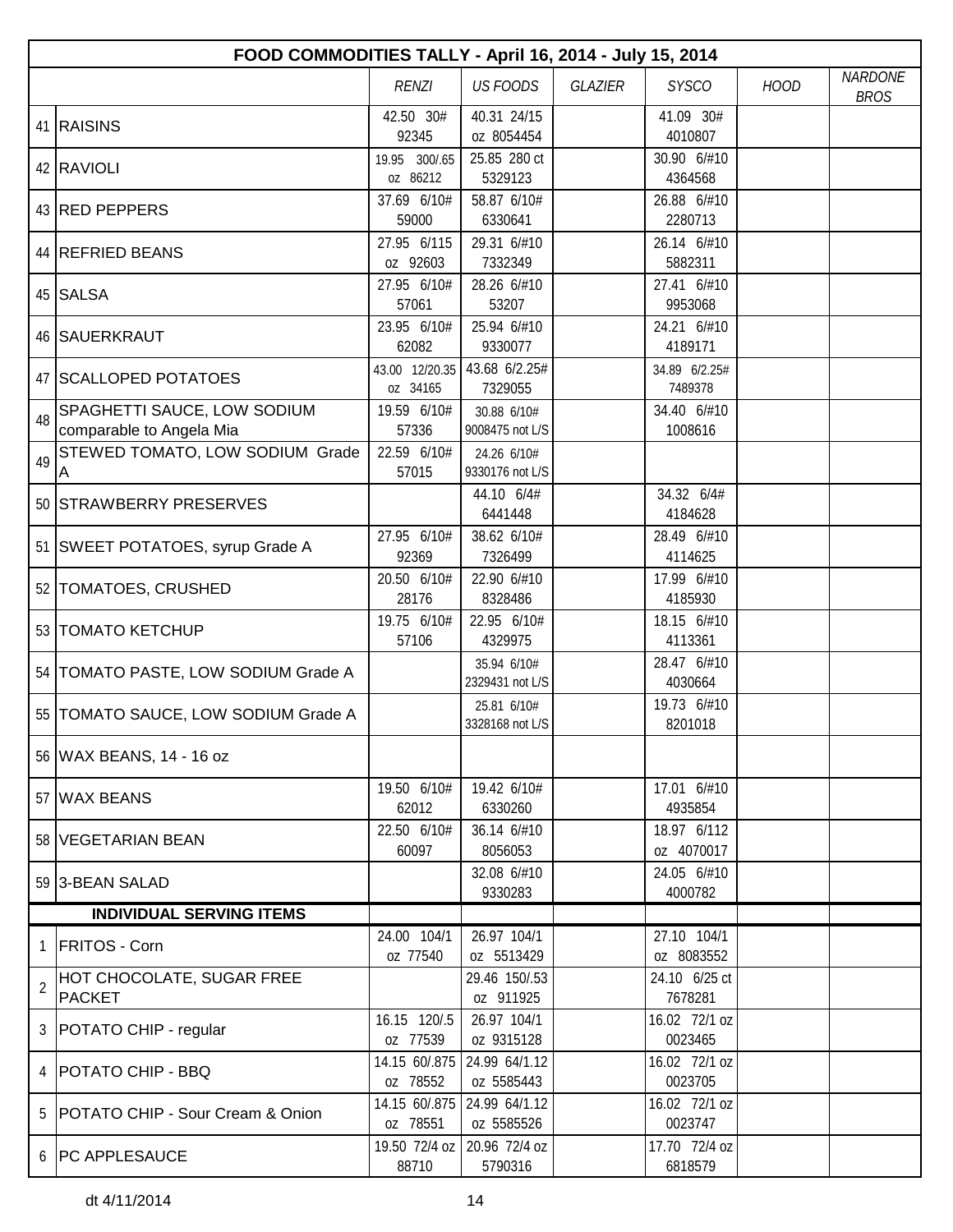| | FOOD COMMODITIES TALLY - April 16, 2014 - July 15, 2014 | | | | | | |
|---|---|---|---|---|---|---|---|
| | | *RENZI* | *US FOODS* | *GLAZIER* | *SYSCO* | *HOOD* | *NARDONE BROS* |
| 41 | RAISINS | 42.50 30# 92345 | 40.31 24/15 oz 8054454 | | 41.09 30# 4010807 | | |
| 42 | RAVIOLI | 19.95 300/.65 oz 86212 | 25.85 280 ct 5329123 | | 30.90 6/#10 4364568 | | |
| 43 | RED PEPPERS | 37.69 6/10# 59000 | 58.87 6/10# 6330641 | | 26.88 6/#10 2280713 | | |
| 44 | REFRIED BEANS | 27.95 6/115 oz 92603 | 29.31 6/#10 7332349 | | 26.14 6/#10 5882311 | | |
| 45 | SALSA | 27.95 6/10# 57061 | 28.26 6/#10 53207 | | 27.41 6/#10 9953068 | | |
| 46 | SAUERKRAUT | 23.95 6/10# 62082 | 25.94 6/#10 9330077 | | 24.21 6/#10 4189171 | | |
| 47 | SCALLOPED POTATOES | 43.00 12/20.35 oz 34165 | 43.68 6/2.25# 7329055 | | 34.89 6/2.25# 7489378 | | |
| 48 | SPAGHETTI SAUCE, LOW SODIUM comparable to Angela Mia | 19.59 6/10# 57336 | 30.88 6/10# 9008475 not L/S | | 34.40 6/#10 1008616 | | |
| 49 | STEWED TOMATO, LOW SODIUM Grade A | 22.59 6/10# 57015 | 24.26 6/10# 9330176 not L/S | | | | |
| 50 | STRAWBERRY PRESERVES | | 44.10 6/4# 6441448 | | 34.32 6/4# 4184628 | | |
| 51 | SWEET POTATOES, syrup Grade A | 27.95 6/10# 92369 | 38.62 6/10# 7326499 | | 28.49 6/#10 4114625 | | |
| 52 | TOMATOES, CRUSHED | 20.50 6/10# 28176 | 22.90 6/#10 8328486 | | 17.99 6/#10 4185930 | | |
| 53 | TOMATO KETCHUP | 19.75 6/10# 57106 | 22.95 6/10# 4329975 | | 18.15 6/#10 4113361 | | |
| 54 | TOMATO PASTE, LOW SODIUM Grade A | | 35.94 6/10# 2329431 not L/S | | 28.47 6/#10 4030664 | | |
| 55 | TOMATO SAUCE, LOW SODIUM Grade A | | 25.81 6/10# 3328168 not L/S | | 19.73 6/#10 8201018 | | |
| 56 | WAX BEANS, 14 - 16 oz | | | | | | |
| 57 | WAX BEANS | 19.50 6/10# 62012 | 19.42 6/10# 6330260 | | 17.01 6/#10 4935854 | | |
| 58 | VEGETARIAN BEAN | 22.50 6/10# 60097 | 36.14 6/#10 8056053 | | 18.97 6/112 oz 4070017 | | |
| 59 | 3-BEAN SALAD | | 32.08 6/#10 9330283 | | 24.05 6/#10 4000782 | | |
| | **INDIVIDUAL SERVING ITEMS** | | | | | | |
| 1 | FRITOS - Corn | 24.00 104/1 oz 77540 | 26.97 104/1 oz 5513429 | | 27.10 104/1 oz 8083552 | | |
| 2 | HOT CHOCOLATE, SUGAR FREE PACKET | | 29.46 150/.53 oz 911925 | | 24.10 6/25 ct 7678281 | | |
| 3 | POTATO CHIP - regular | 16.15 120/.5 oz 77539 | 26.97 104/1 oz 9315128 | | 16.02 72/1 oz 0023465 | | |
| 4 | POTATO CHIP - BBQ | 14.15 60/.875 oz 78552 | 24.99 64/1.12 oz 5585443 | | 16.02 72/1 oz 0023705 | | |
| 5 | POTATO CHIP - Sour Cream & Onion | 14.15 60/.875 oz 78551 | 24.99 64/1.12 oz 5585526 | | 16.02 72/1 oz 0023747 | | |
| 6 | PC APPLESAUCE | 19.50 72/4 oz 88710 | 20.96 72/4 oz 5790316 | | 17.70 72/4 oz 6818579 | | |

dt 4/11/2014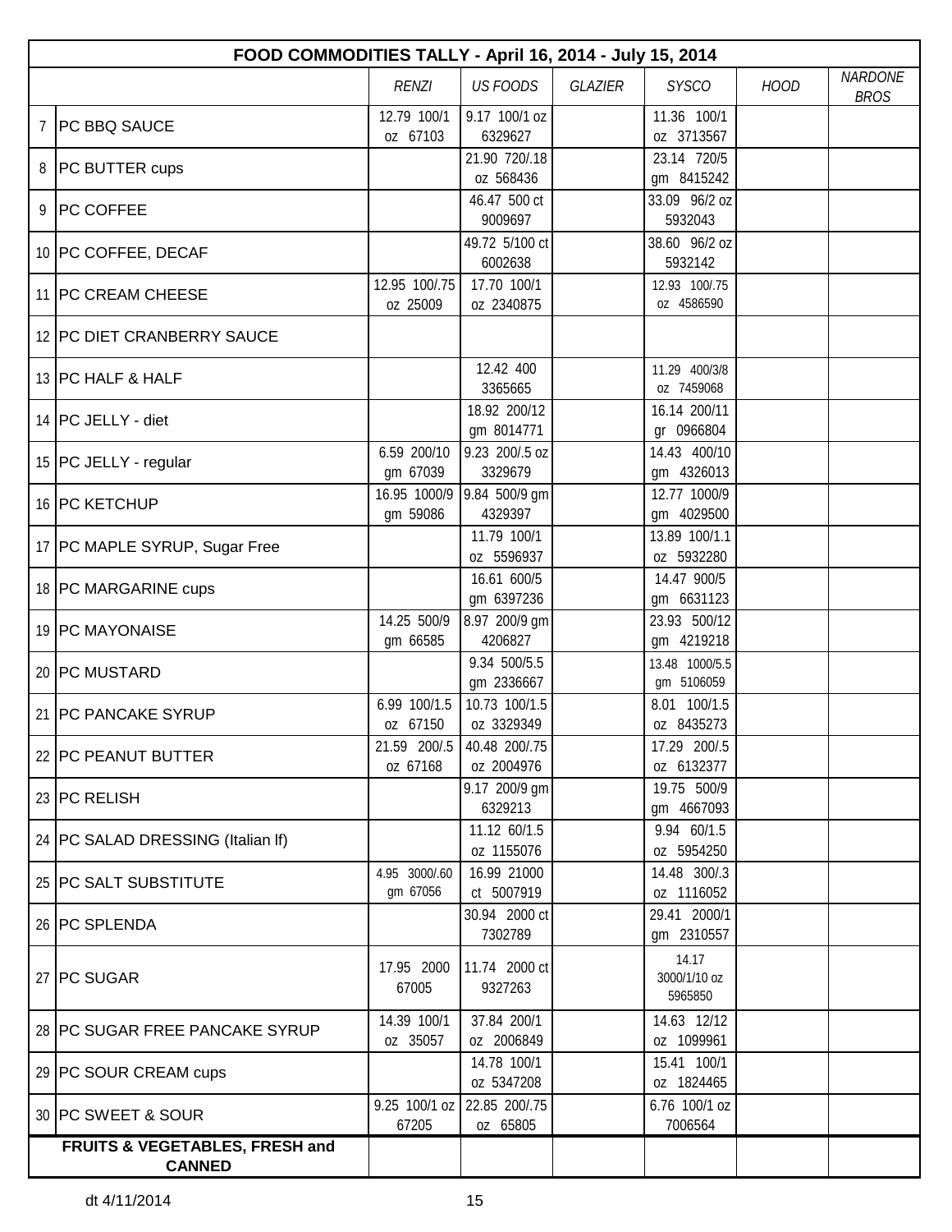| FOOD COMMODITIES TALLY - April 16, 2014 - July 15, 2014 | | | | | | | |
|---|---|---|---|---|---|---|---|
| | | *RENZI* | *US FOODS* | *GLAZIER* | *SYSCO* | *HOOD* | *NARDONE BROS* |
| 7 | PC BBQ SAUCE | 12.79 100/1 oz 67103 | 9.17 100/1 oz 6329627 | | 11.36 100/1 oz 3713567 | | |
| 8 | PC BUTTER cups | | 21.90 720/.18 oz 568436 | | 23.14 720/5 gm 8415242 | | |
| 9 | PC COFFEE | | 46.47 500 ct 9009697 | | 33.09 96/2 oz 5932043 | | |
| 10 | PC COFFEE, DECAF | | 49.72 5/100 ct 6002638 | | 38.60 96/2 oz 5932142 | | |
| 11 | PC CREAM CHEESE | 12.95 100/.75 oz 25009 | 17.70 100/1 oz 2340875 | | 12.93 100/.75 oz 4586590 | | |
| 12 | PC DIET CRANBERRY SAUCE | | | | | | |
| 13 | PC HALF & HALF | | 12.42 400 3365665 | | 11.29 400/3/8 oz 7459068 | | |
| 14 | PC JELLY - diet | | 18.92 200/12 gm 8014771 | | 16.14 200/11 gr 0966804 | | |
| 15 | PC JELLY - regular | 6.59 200/10 gm 67039 | 9.23 200/.5 oz 3329679 | | 14.43 400/10 gm 4326013 | | |
| 16 | PC KETCHUP | 16.95 1000/9 gm 59086 | 9.84 500/9 gm 4329397 | | 12.77 1000/9 gm 4029500 | | |
| 17 | PC MAPLE SYRUP, Sugar Free | | 11.79 100/1 oz 5596937 | | 13.89 100/1.1 oz 5932280 | | |
| 18 | PC MARGARINE cups | | 16.61 600/5 gm 6397236 | | 14.47 900/5 gm 6631123 | | |
| 19 | PC MAYONAISE | 14.25 500/9 gm 66585 | 8.97 200/9 gm 4206827 | | 23.93 500/12 gm 4219218 | | |
| 20 | PC MUSTARD | | 9.34 500/5.5 gm 2336667 | | 13.48 1000/5.5 gm 5106059 | | |
| 21 | PC PANCAKE SYRUP | 6.99 100/1.5 oz 67150 | 10.73 100/1.5 oz 3329349 | | 8.01 100/1.5 oz 8435273 | | |
| 22 | PC PEANUT BUTTER | 21.59 200/.5 oz 67168 | 40.48 200/.75 oz 2004976 | | 17.29 200/.5 oz 6132377 | | |
| 23 | PC RELISH | | 9.17 200/9 gm 6329213 | | 19.75 500/9 gm 4667093 | | |
| 24 | PC SALAD DRESSING (Italian lf) | | 11.12 60/1.5 oz 1155076 | | 9.94 60/1.5 oz 5954250 | | |
| 25 | PC SALT SUBSTITUTE | 4.95 3000/.60 gm 67056 | 16.99 21000 ct 5007919 | | 14.48 300/.3 oz 1116052 | | |
| 26 | PC SPLENDA | | 30.94 2000 ct 7302789 | | 29.41 2000/1 gm 2310557 | | |
| 27 | PC SUGAR | 17.95 2000 67005 | 11.74 2000 ct 9327263 | | 14.17 3000/1/10 oz 5965850 | | |
| 28 | PC SUGAR FREE PANCAKE SYRUP | 14.39 100/1 oz 35057 | 37.84 200/1 oz 2006849 | | 14.63 12/12 oz 1099961 | | |
| 29 | PC SOUR CREAM cups | | 14.78 100/1 oz 5347208 | | 15.41 100/1 oz 1824465 | | |
| 30 | PC SWEET & SOUR | 9.25 100/1 oz 67205 | 22.85 200/.75 oz 65805 | | 6.76 100/1 oz 7006564 | | |
| **FRUITS & VEGETABLES, FRESH and CANNED** | | | | | | | |

dt 4/11/2014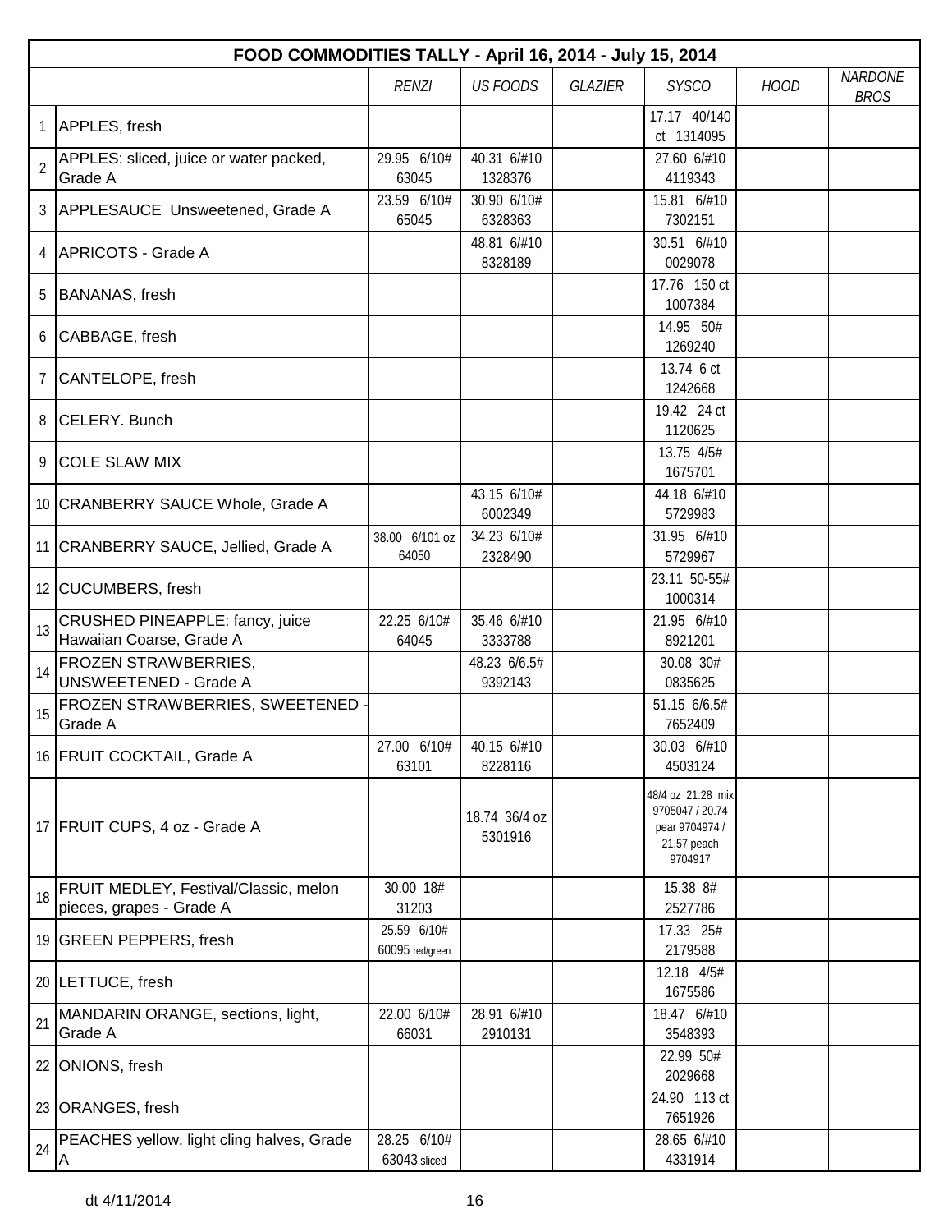| | FOOD COMMODITIES TALLY - April 16, 2014 - July 15, 2014 | | | | | | |
|---|---|---|---|---|---|---|---|
| | | *RENZI* | *US FOODS* | *GLAZIER* | *SYSCO* | *HOOD* | *NARDONE BROS* |
| 1 | APPLES, fresh | | | | 17.17 40/140 ct 1314095 | | |
| 2 | APPLES: sliced, juice or water packed, Grade A | 29.95 6/10# 63045 | 40.31 6/#10 1328376 | | 27.60 6/#10 4119343 | | |
| 3 | APPLESAUCE Unsweetened, Grade A | 23.59 6/10# 65045 | 30.90 6/10# 6328363 | | 15.81 6/#10 7302151 | | |
| 4 | APRICOTS - Grade A | | 48.81 6/#10 8328189 | | 30.51 6/#10 0029078 | | |
| 5 | BANANAS, fresh | | | | 17.76 150 ct 1007384 | | |
| 6 | CABBAGE, fresh | | | | 14.95 50# 1269240 | | |
| 7 | CANTELOPE, fresh | | | | 13.74 6 ct 1242668 | | |
| 8 | CELERY. Bunch | | | | 19.42 24 ct 1120625 | | |
| 9 | COLE SLAW MIX | | | | 13.75 4/5# 1675701 | | |
| 10 | CRANBERRY SAUCE Whole, Grade A | | 43.15 6/10# 6002349 | | 44.18 6/#10 5729983 | | |
| 11 | CRANBERRY SAUCE, Jellied, Grade A | 38.00 6/101 oz 64050 | 34.23 6/10# 2328490 | | 31.95 6/#10 5729967 | | |
| 12 | CUCUMBERS, fresh | | | | 23.11 50-55# 1000314 | | |
| 13 | CRUSHED PINEAPPLE: fancy, juice Hawaiian Coarse, Grade A | 22.25 6/10# 64045 | 35.46 6/#10 3333788 | | 21.95 6/#10 8921201 | | |
| 14 | FROZEN STRAWBERRIES, UNSWEETENED - Grade A | | 48.23 6/6.5# 9392143 | | 30.08 30# 0835625 | | |
| 15 | FROZEN STRAWBERRIES, SWEETENED - Grade A | | | | 51.15 6/6.5# 7652409 | | |
| 16 | FRUIT COCKTAIL, Grade A | 27.00 6/10# 63101 | 40.15 6/#10 8228116 | | 30.03 6/#10 4503124 | | |
| 17 | FRUIT CUPS, 4 oz - Grade A | | 18.74 36/4 oz 5301916 | | 48/4 oz 21.28 mix 9705047 / 20.74 pear 9704974 / 21.57 peach 9704917 | | |
| 18 | FRUIT MEDLEY, Festival/Classic, melon pieces, grapes - Grade A | 30.00 18# 31203 | | | 15.38 8# 2527786 | | |
| 19 | GREEN PEPPERS, fresh | 25.59 6/10# 60095 red/green | | | 17.33 25# 2179588 | | |
| 20 | LETTUCE, fresh | | | | 12.18 4/5# 1675586 | | |
| 21 | MANDARIN ORANGE, sections, light, Grade A | 22.00 6/10# 66031 | 28.91 6/#10 2910131 | | 18.47 6/#10 3548393 | | |
| 22 | ONIONS, fresh | | | | 22.99 50# 2029668 | | |
| 23 | ORANGES, fresh | | | | 24.90 113 ct 7651926 | | |
| 24 | PEACHES yellow, light cling halves, Grade A | 28.25 6/10# 63043 sliced | | | 28.65 6/#10 4331914 | | |

dt 4/11/2014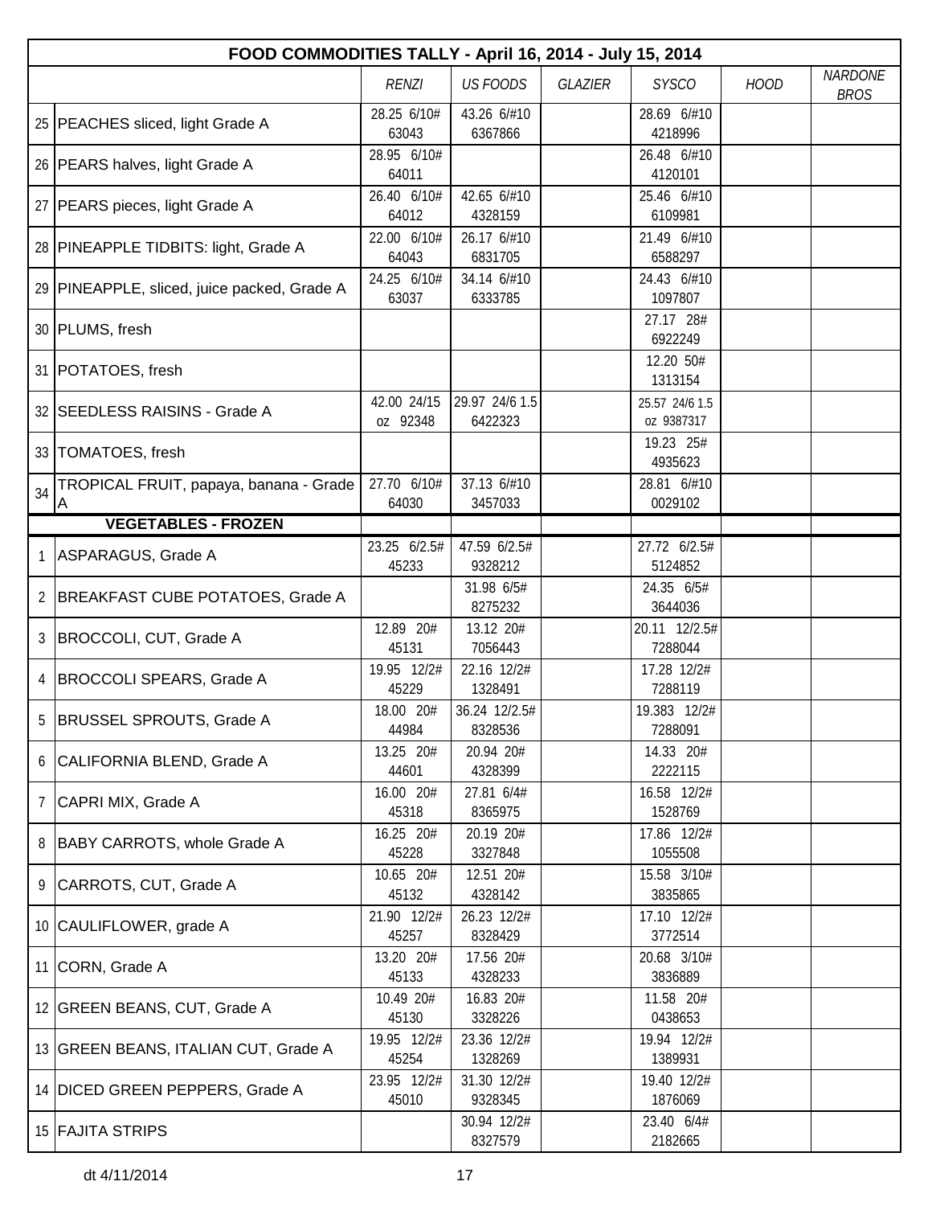| | FOOD COMMODITIES TALLY - April 16, 2014 - July 15, 2014 | | | | | | |
|---|---|---|---|---|---|---|---|
| | | *RENZI* | *US FOODS* | *GLAZIER* | *SYSCO* | *HOOD* | *NARDONE BROS* |
| 25 | PEACHES sliced, light Grade A | 28.25 6/10# 63043 | 43.26 6/#10 6367866 | | 28.69 6/#10 4218996 | | |
| 26 | PEARS halves, light Grade A | 28.95 6/10# 64011 | | | 26.48 6/#10 4120101 | | |
| 27 | PEARS pieces, light Grade A | 26.40 6/10# 64012 | 42.65 6/#10 4328159 | | 25.46 6/#10 6109981 | | |
| 28 | PINEAPPLE TIDBITS: light, Grade A | 22.00 6/10# 64043 | 26.17 6/#10 6831705 | | 21.49 6/#10 6588297 | | |
| 29 | PINEAPPLE, sliced, juice packed, Grade A | 24.25 6/10# 63037 | 34.14 6/#10 6333785 | | 24.43 6/#10 1097807 | | |
| 30 | PLUMS, fresh | | | | 27.17 28# 6922249 | | |
| 31 | POTATOES, fresh | | | | 12.20 50# 1313154 | | |
| 32 | SEEDLESS RAISINS - Grade A | 42.00 24/15 oz 92348 | 29.97 24/6 1.5 6422323 | | 25.57 24/6 1.5 oz 9387317 | | |
| 33 | TOMATOES, fresh | | | | 19.23 25# 4935623 | | |
| 34 | TROPICAL FRUIT, papaya, banana - Grade A | 27.70 6/10# 64030 | 37.13 6/#10 3457033 | | 28.81 6/#10 0029102 | | |
| | **VEGETABLES - FROZEN** | | | | | | |
| 1 | ASPARAGUS, Grade A | 23.25 6/2.5# 45233 | 47.59 6/2.5# 9328212 | | 27.72 6/2.5# 5124852 | | |
| 2 | BREAKFAST CUBE POTATOES, Grade A | | 31.98 6/5# 8275232 | | 24.35 6/5# 3644036 | | |
| 3 | BROCCOLI, CUT, Grade A | 12.89 20# 45131 | 13.12 20# 7056443 | | 20.11 12/2.5# 7288044 | | |
| 4 | BROCCOLI SPEARS, Grade A | 19.95 12/2# 45229 | 22.16 12/2# 1328491 | | 17.28 12/2# 7288119 | | |
| 5 | BRUSSEL SPROUTS, Grade A | 18.00 20# 44984 | 36.24 12/2.5# 8328536 | | 19.383 12/2# 7288091 | | |
| 6 | CALIFORNIA BLEND, Grade A | 13.25 20# 44601 | 20.94 20# 4328399 | | 14.33 20# 2222115 | | |
| 7 | CAPRI MIX, Grade A | 16.00 20# 45318 | 27.81 6/4# 8365975 | | 16.58 12/2# 1528769 | | |
| 8 | BABY CARROTS, whole Grade A | 16.25 20# 45228 | 20.19 20# 3327848 | | 17.86 12/2# 1055508 | | |
| 9 | CARROTS, CUT, Grade A | 10.65 20# 45132 | 12.51 20# 4328142 | | 15.58 3/10# 3835865 | | |
| 10 | CAULIFLOWER, grade A | 21.90 12/2# 45257 | 26.23 12/2# 8328429 | | 17.10 12/2# 3772514 | | |
| 11 | CORN, Grade A | 13.20 20# 45133 | 17.56 20# 4328233 | | 20.68 3/10# 3836889 | | |
| 12 | GREEN BEANS, CUT, Grade A | 10.49 20# 45130 | 16.83 20# 3328226 | | 11.58 20# 0438653 | | |
| 13 | GREEN BEANS, ITALIAN CUT, Grade A | 19.95 12/2# 45254 | 23.36 12/2# 1328269 | | 19.94 12/2# 1389931 | | |
| 14 | DICED GREEN PEPPERS, Grade A | 23.95 12/2# 45010 | 31.30 12/2# 9328345 | | 19.40 12/2# 1876069 | | |
| 15 | FAJITA STRIPS | | 30.94 12/2# 8327579 | | 23.40 6/4# 2182665 | | |

dt 4/11/2014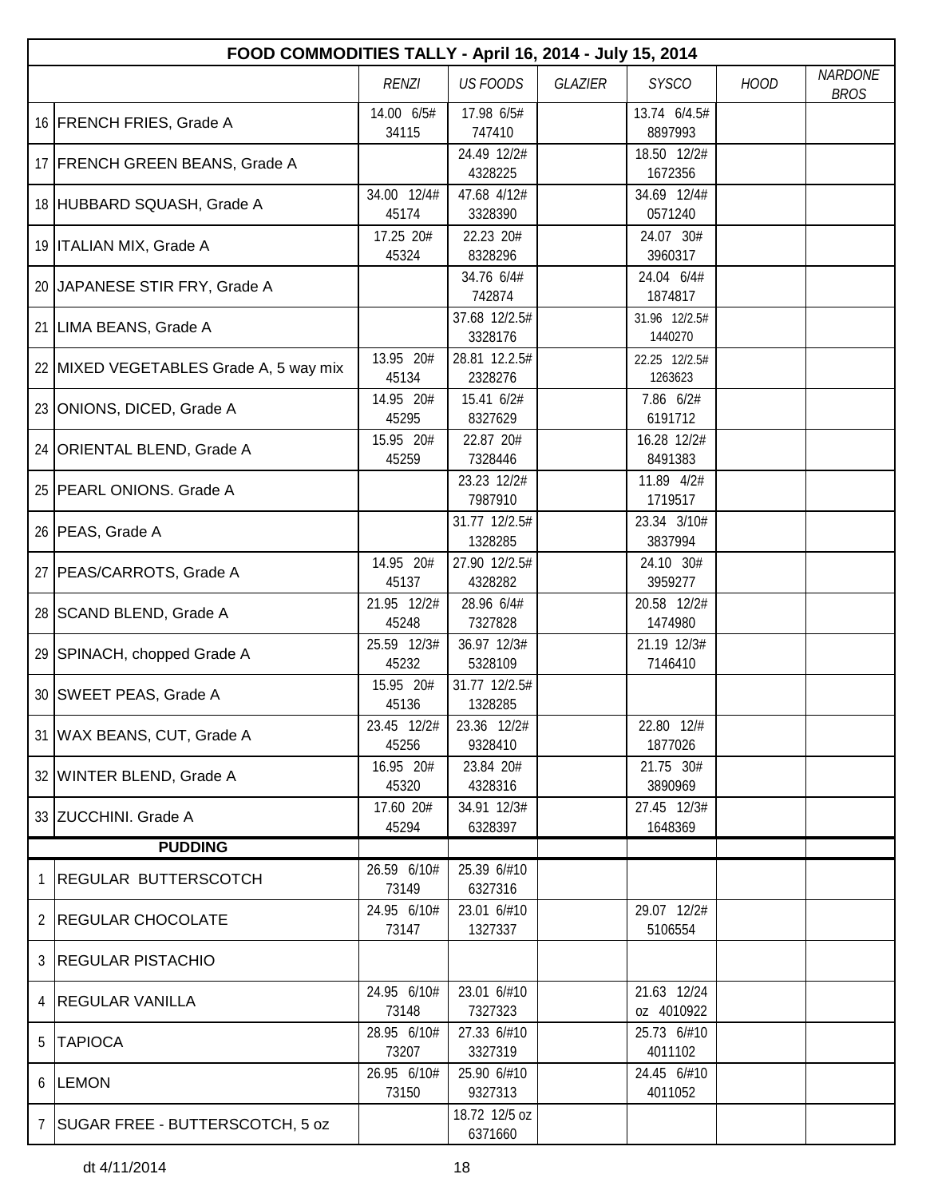| FOOD COMMODITIES TALLY - April 16, 2014 - July 15, 2014 | | | | | | | | |
|---|---|---|---|---|---|---|---|---|
| | | *RENZI* | *US FOODS* | *GLAZIER* | *SYSCO* | *HOOD* | *NARDONE BROS* |
| 16 | FRENCH FRIES, Grade A | 14.00 6/5# 34115 | 17.98 6/5# 747410 | | 13.74 6/4.5# 8897993 | | |
| 17 | FRENCH GREEN BEANS, Grade A | | 24.49 12/2# 4328225 | | 18.50 12/2# 1672356 | | |
| 18 | HUBBARD SQUASH, Grade A | 34.00 12/4# 45174 | 47.68 4/12# 3328390 | | 34.69 12/4# 0571240 | | |
| 19 | ITALIAN MIX, Grade A | 17.25 20# 45324 | 22.23 20# 8328296 | | 24.07 30# 3960317 | | |
| 20 | JAPANESE STIR FRY, Grade A | | 34.76 6/4# 742874 | | 24.04 6/4# 1874817 | | |
| 21 | LIMA BEANS, Grade A | | 37.68 12/2.5# 3328176 | | 31.96 12/2.5# 1440270 | | |
| 22 | MIXED VEGETABLES Grade A, 5 way mix | 13.95 20# 45134 | 28.81 12.2.5# 2328276 | | 22.25 12/2.5# 1263623 | | |
| 23 | ONIONS, DICED, Grade A | 14.95 20# 45295 | 15.41 6/2# 8327629 | | 7.86 6/2# 6191712 | | |
| 24 | ORIENTAL BLEND, Grade A | 15.95 20# 45259 | 22.87 20# 7328446 | | 16.28 12/2# 8491383 | | |
| 25 | PEARL ONIONS. Grade A | | 23.23 12/2# 7987910 | | 11.89 4/2# 1719517 | | |
| 26 | PEAS, Grade A | | 31.77 12/2.5# 1328285 | | 23.34 3/10# 3837994 | | |
| 27 | PEAS/CARROTS, Grade A | 14.95 20# 45137 | 27.90 12/2.5# 4328282 | | 24.10 30# 3959277 | | |
| 28 | SCAND BLEND, Grade A | 21.95 12/2# 45248 | 28.96 6/4# 7327828 | | 20.58 12/2# 1474980 | | |
| 29 | SPINACH, chopped Grade A | 25.59 12/3# 45232 | 36.97 12/3# 5328109 | | 21.19 12/3# 7146410 | | |
| 30 | SWEET PEAS, Grade A | 15.95 20# 45136 | 31.77 12/2.5# 1328285 | | | | |
| 31 | WAX BEANS, CUT, Grade A | 23.45 12/2# 45256 | 23.36 12/2# 9328410 | | 22.80 12/# 1877026 | | |
| 32 | WINTER BLEND, Grade A | 16.95 20# 45320 | 23.84 20# 4328316 | | 21.75 30# 3890969 | | |
| 33 | ZUCCHINI. Grade A | 17.60 20# 45294 | 34.91 12/3# 6328397 | | 27.45 12/3# 1648369 | | |
| | **PUDDING** | | | | | | |
| 1 | REGULAR BUTTERSCOTCH | 26.59 6/10# 73149 | 25.39 6/#10 6327316 | | | | |
| 2 | REGULAR CHOCOLATE | 24.95 6/10# 73147 | 23.01 6/#10 1327337 | | 29.07 12/2# 5106554 | | |
| 3 | REGULAR PISTACHIO | | | | | | |
| 4 | REGULAR VANILLA | 24.95 6/10# 73148 | 23.01 6/#10 7327323 | | 21.63 12/24 oz 4010922 | | |
| 5 | TAPIOCA | 28.95 6/10# 73207 | 27.33 6/#10 3327319 | | 25.73 6/#10 4011102 | | |
| 6 | LEMON | 26.95 6/10# 73150 | 25.90 6/#10 9327313 | | 24.45 6/#10 4011052 | | |
| 7 | SUGAR FREE - BUTTERSCOTCH, 5 oz | | 18.72 12/5 oz 6371660 | | | | |

dt 4/11/2014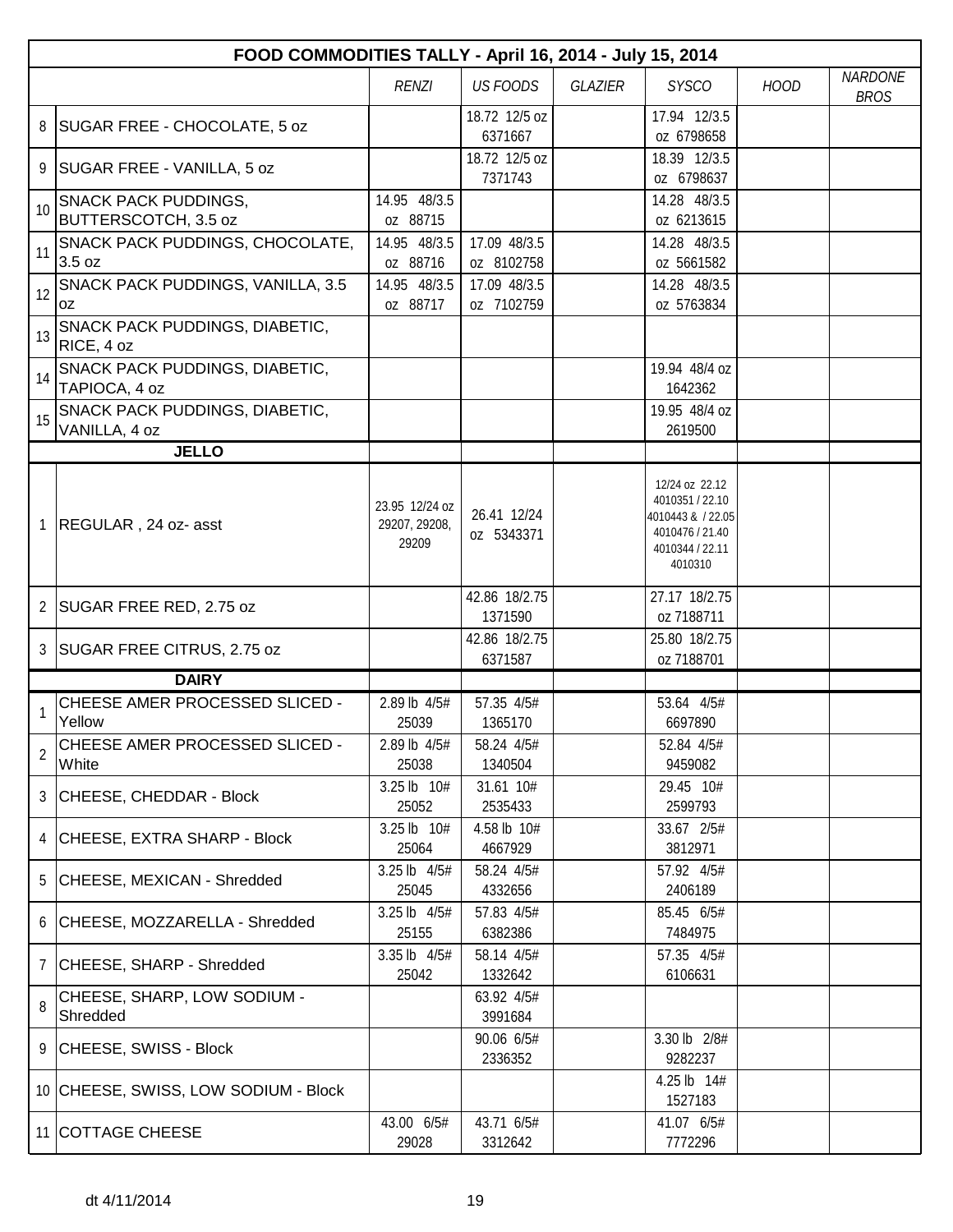| FOOD COMMODITIES TALLY - April 16, 2014 - July 15, 2014 | | | | | | | |
|---|---|---|---|---|---|---|---|
| | | *RENZI* | *US FOODS* | *GLAZIER* | *SYSCO* | *HOOD* | *NARDONE BROS* |
| 8 | SUGAR FREE - CHOCOLATE, 5 oz | | 18.72 12/5 oz 6371667 | | 17.94 12/3.5 oz 6798658 | | |
| 9 | SUGAR FREE - VANILLA, 5 oz | | 18.72 12/5 oz 7371743 | | 18.39 12/3.5 oz 6798637 | | |
| 10 | SNACK PACK PUDDINGS, BUTTERSCOTCH, 3.5 oz | 14.95 48/3.5 oz 88715 | | | 14.28 48/3.5 oz 6213615 | | |
| 11 | SNACK PACK PUDDINGS, CHOCOLATE, 3.5 oz | 14.95 48/3.5 oz 88716 | 17.09 48/3.5 oz 8102758 | | 14.28 48/3.5 oz 5661582 | | |
| 12 | SNACK PACK PUDDINGS, VANILLA, 3.5 oz | 14.95 48/3.5 oz 88717 | 17.09 48/3.5 oz 7102759 | | 14.28 48/3.5 oz 5763834 | | |
| 13 | SNACK PACK PUDDINGS, DIABETIC, RICE, 4 oz | | | | | | |
| 14 | SNACK PACK PUDDINGS, DIABETIC, TAPIOCA, 4 oz | | | | 19.94 48/4 oz 1642362 | | |
| 15 | SNACK PACK PUDDINGS, DIABETIC, VANILLA, 4 oz | | | | 19.95 48/4 oz 2619500 | | |
| | **JELLO** | | | | | | |
| 1 | REGULAR , 24 oz- asst | 23.95 12/24 oz 29207, 29208, 29209 | 26.41 12/24 oz 5343371 | | 12/24 oz 22.12 4010351 / 22.10 4010443 & / 22.05 4010476 / 21.40 4010344 / 22.11 4010310 | | |
| 2 | SUGAR FREE RED, 2.75 oz | | 42.86 18/2.75 1371590 | | 27.17 18/2.75 oz 7188711 | | |
| 3 | SUGAR FREE CITRUS, 2.75 oz | | 42.86 18/2.75 6371587 | | 25.80 18/2.75 oz 7188701 | | |
| | **DAIRY** | | | | | | |
| 1 | CHEESE AMER PROCESSED SLICED - Yellow | 2.89 lb 4/5# 25039 | 57.35 4/5# 1365170 | | 53.64 4/5# 6697890 | | |
| 2 | CHEESE AMER PROCESSED SLICED - White | 2.89 lb 4/5# 25038 | 58.24 4/5# 1340504 | | 52.84 4/5# 9459082 | | |
| 3 | CHEESE, CHEDDAR - Block | 3.25 lb 10# 25052 | 31.61 10# 2535433 | | 29.45 10# 2599793 | | |
| 4 | CHEESE, EXTRA SHARP - Block | 3.25 lb 10# 25064 | 4.58 lb 10# 4667929 | | 33.67 2/5# 3812971 | | |
| 5 | CHEESE, MEXICAN - Shredded | 3.25 lb 4/5# 25045 | 58.24 4/5# 4332656 | | 57.92 4/5# 2406189 | | |
| 6 | CHEESE, MOZZARELLA - Shredded | 3.25 lb 4/5# 25155 | 57.83 4/5# 6382386 | | 85.45 6/5# 7484975 | | |
| 7 | CHEESE, SHARP - Shredded | 3.35 lb 4/5# 25042 | 58.14 4/5# 1332642 | | 57.35 4/5# 6106631 | | |
| 8 | CHEESE, SHARP, LOW SODIUM - Shredded | | 63.92 4/5# 3991684 | | | | |
| 9 | CHEESE, SWISS - Block | | 90.06 6/5# 2336352 | | 3.30 lb 2/8# 9282237 | | |
| 10 | CHEESE, SWISS, LOW SODIUM - Block | | | | 4.25 lb 14# 1527183 | | |
| 11 | COTTAGE CHEESE | 43.00 6/5# 29028 | 43.71 6/5# 3312642 | | 41.07 6/5# 7772296 | | |

dt 4/11/2014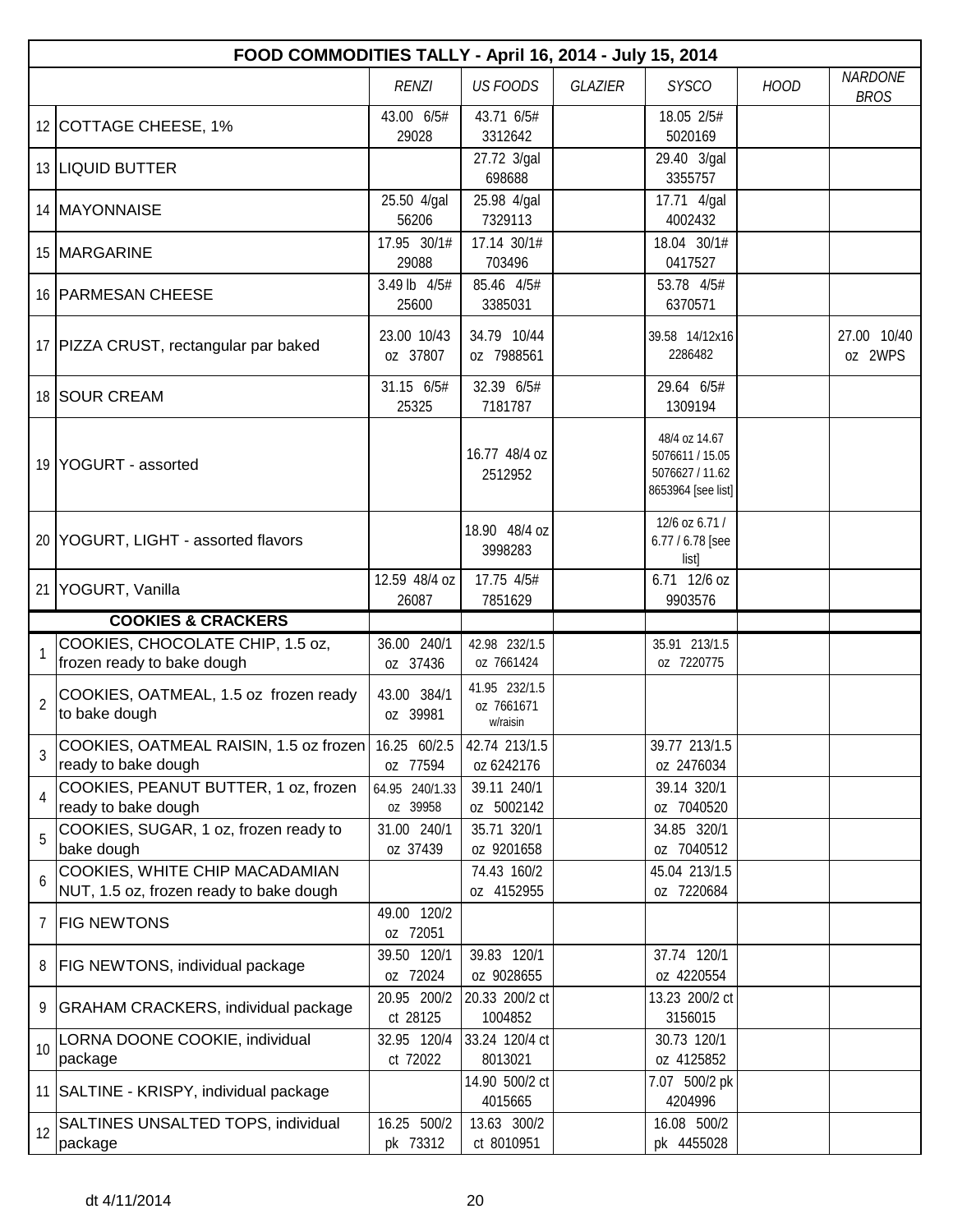| | FOOD COMMODITIES TALLY - April 16, 2014 - July 15, 2014 | | | | | | |
|---|---|---|---|---|---|---|---|
| | | *RENZI* | *US FOODS* | *GLAZIER* | *SYSCO* | *HOOD* | *NARDONE BROS* |
| 12 | COTTAGE CHEESE, 1% | 43.00 6/5# 29028 | 43.71 6/5# 3312642 | | 18.05 2/5# 5020169 | | |
| 13 | LIQUID BUTTER | | 27.72 3/gal 698688 | | 29.40 3/gal 3355757 | | |
| 14 | MAYONNAISE | 25.50 4/gal 56206 | 25.98 4/gal 7329113 | | 17.71 4/gal 4002432 | | |
| 15 | MARGARINE | 17.95 30/1# 29088 | 17.14 30/1# 703496 | | 18.04 30/1# 0417527 | | |
| 16 | PARMESAN CHEESE | 3.49 lb 4/5# 25600 | 85.46 4/5# 3385031 | | 53.78 4/5# 6370571 | | |
| 17 | PIZZA CRUST, rectangular par baked | 23.00 10/43 oz 37807 | 34.79 10/44 oz 7988561 | | 39.58 14/12x16 2286482 | | 27.00 10/40 oz 2WPS |
| 18 | SOUR CREAM | 31.15 6/5# 25325 | 32.39 6/5# 7181787 | | 29.64 6/5# 1309194 | | |
| 19 | YOGURT - assorted | | 16.77 48/4 oz 2512952 | | 48/4 oz 14.67 5076611 / 15.05 5076627 / 11.62 8653964 [see list] | | |
| 20 | YOGURT, LIGHT - assorted flavors | | 18.90 48/4 oz 3998283 | | 12/6 oz 6.71 / 6.77 / 6.78 [see list] | | |
| 21 | YOGURT, Vanilla | 12.59 48/4 oz 26087 | 17.75 4/5# 7851629 | | 6.71 12/6 oz 9903576 | | |
| | **COOKIES & CRACKERS** | | | | | | |
| 1 | COOKIES, CHOCOLATE CHIP, 1.5 oz, frozen ready to bake dough | 36.00 240/1 oz 37436 | 42.98 232/1.5 oz 7661424 | | 35.91 213/1.5 oz 7220775 | | |
| 2 | COOKIES, OATMEAL, 1.5 oz frozen ready to bake dough | 43.00 384/1 oz 39981 | 41.95 232/1.5 oz 7661671 w/raisin | | | | |
| 3 | COOKIES, OATMEAL RAISIN, 1.5 oz frozen ready to bake dough | 16.25 60/2.5 oz 77594 | 42.74 213/1.5 oz 6242176 | | 39.77 213/1.5 oz 2476034 | | |
| 4 | COOKIES, PEANUT BUTTER, 1 oz, frozen ready to bake dough | 64.95 240/1.33 oz 39958 | 39.11 240/1 oz 5002142 | | 39.14 320/1 oz 7040520 | | |
| 5 | COOKIES, SUGAR, 1 oz, frozen ready to bake dough | 31.00 240/1 oz 37439 | 35.71 320/1 oz 9201658 | | 34.85 320/1 oz 7040512 | | |
| 6 | COOKIES, WHITE CHIP MACADAMIAN NUT, 1.5 oz, frozen ready to bake dough | | 74.43 160/2 oz 4152955 | | 45.04 213/1.5 oz 7220684 | | |
| 7 | FIG NEWTONS | 49.00 120/2 oz 72051 | | | | | |
| 8 | FIG NEWTONS, individual package | 39.50 120/1 oz 72024 | 39.83 120/1 oz 9028655 | | 37.74 120/1 oz 4220554 | | |
| 9 | GRAHAM CRACKERS, individual package | 20.95 200/2 ct 28125 | 20.33 200/2 ct 1004852 | | 13.23 200/2 ct 3156015 | | |
| 10 | LORNA DOONE COOKIE, individual package | 32.95 120/4 ct 72022 | 33.24 120/4 ct 8013021 | | 30.73 120/1 oz 4125852 | | |
| 11 | SALTINE - KRISPY, individual package | | 14.90 500/2 ct 4015665 | | 7.07 500/2 pk 4204996 | | |
| 12 | SALTINES UNSALTED TOPS, individual package | 16.25 500/2 pk 73312 | 13.63 300/2 ct 8010951 | | 16.08 500/2 pk 4455028 | | |

dt 4/11/2014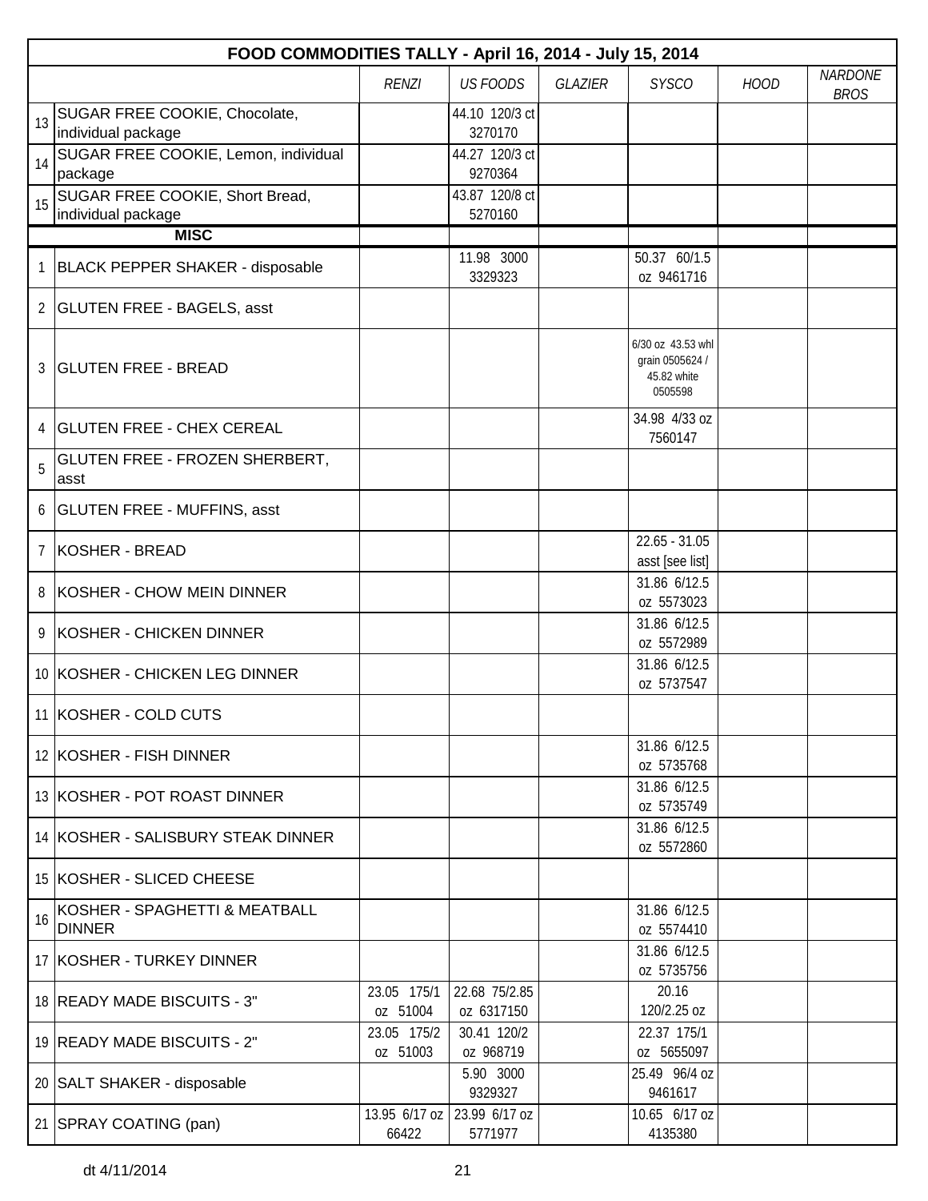| FOOD COMMODITIES TALLY - April 16, 2014 - July 15, 2014 | | | | | | | |
|---|---|---|---|---|---|---|---|
| | | *RENZI* | *US FOODS* | *GLAZIER* | *SYSCO* | *HOOD* | *NARDONE BROS* |
| 13 | SUGAR FREE COOKIE, Chocolate, individual package | | 44.10 120/3 ct 3270170 | | | | |
| 14 | SUGAR FREE COOKIE, Lemon, individual package | | 44.27 120/3 ct 9270364 | | | | |
| 15 | SUGAR FREE COOKIE, Short Bread, individual package | | 43.87 120/8 ct 5270160 | | | | |
| | **MISC** | | | | | | |
| 1 | BLACK PEPPER SHAKER - disposable | | 11.98 3000 3329323 | | 50.37 60/1.5 oz 9461716 | | |
| 2 | GLUTEN FREE - BAGELS, asst | | | | | | |
| 3 | GLUTEN FREE - BREAD | | | | 6/30 oz 43.53 whl grain 0505624 / 45.82 white 0505598 | | |
| 4 | GLUTEN FREE - CHEX CEREAL | | | | 34.98 4/33 oz 7560147 | | |
| 5 | GLUTEN FREE - FROZEN SHERBERT, asst | | | | | | |
| 6 | GLUTEN FREE - MUFFINS, asst | | | | | | |
| 7 | KOSHER - BREAD | | | | 22.65 - 31.05 asst [see list] | | |
| 8 | KOSHER - CHOW MEIN DINNER | | | | 31.86 6/12.5 oz 5573023 | | |
| 9 | KOSHER - CHICKEN DINNER | | | | 31.86 6/12.5 oz 5572989 | | |
| 10 | KOSHER - CHICKEN LEG DINNER | | | | 31.86 6/12.5 oz 5737547 | | |
| 11 | KOSHER - COLD CUTS | | | | | | |
| 12 | KOSHER - FISH DINNER | | | | 31.86 6/12.5 oz 5735768 | | |
| 13 | KOSHER - POT ROAST DINNER | | | | 31.86 6/12.5 oz 5735749 | | |
| 14 | KOSHER - SALISBURY STEAK DINNER | | | | 31.86 6/12.5 oz 5572860 | | |
| 15 | KOSHER - SLICED CHEESE | | | | | | |
| 16 | KOSHER - SPAGHETTI & MEATBALL DINNER | | | | 31.86 6/12.5 oz 5574410 | | |
| 17 | KOSHER - TURKEY DINNER | | | | 31.86 6/12.5 oz 5735756 | | |
| 18 | READY MADE BISCUITS - 3" | 23.05 175/1 oz 51004 | 22.68 75/2.85 oz 6317150 | | 20.16 120/2.25 oz | | |
| 19 | READY MADE BISCUITS - 2" | 23.05 175/2 oz 51003 | 30.41 120/2 oz 968719 | | 22.37 175/1 oz 5655097 | | |
| 20 | SALT SHAKER - disposable | | 5.90 3000 9329327 | | 25.49 96/4 oz 9461617 | | |
| 21 | SPRAY COATING (pan) | 13.95 6/17 oz 66422 | 23.99 6/17 oz 5771977 | | 10.65 6/17 oz 4135380 | | |

dt 4/11/2014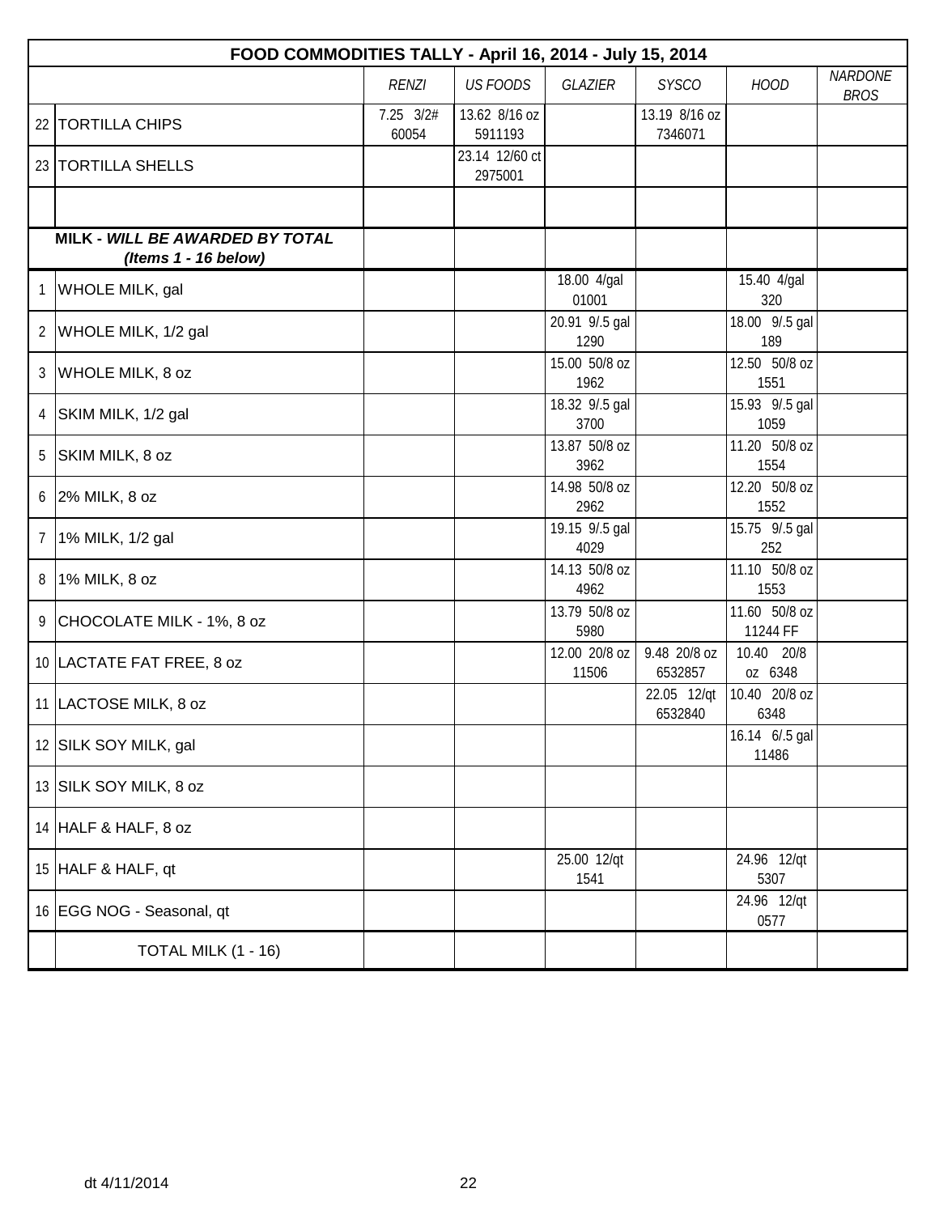| FOOD COMMODITIES TALLY - April 16, 2014 - July 15, 2014 | | | | | | | | |
|---|---|---|---|---|---|---|---|---|
| | | *RENZI* | *US FOODS* | *GLAZIER* | *SYSCO* | *HOOD* | *NARDONE BROS* |
| 22 | TORTILLA CHIPS | 7.25 3/2# 60054 | 13.62 8/16 oz 5911193 | | 13.19 8/16 oz 7346071 | | |
| 23 | TORTILLA SHELLS | | 23.14 12/60 ct 2975001 | | | | |
| | | | | | | | |
| | **MILK - *WILL BE AWARDED BY TOTAL (Items 1 - 16 below)*** | | | | | | |
| 1 | WHOLE MILK, gal | | | 18.00 4/gal 01001 | | 15.40 4/gal 320 | |
| 2 | WHOLE MILK, 1/2 gal | | | 20.91 9/.5 gal 1290 | | 18.00 9/.5 gal 189 | |
| 3 | WHOLE MILK, 8 oz | | | 15.00 50/8 oz 1962 | | 12.50 50/8 oz 1551 | |
| 4 | SKIM MILK, 1/2 gal | | | 18.32 9/.5 gal 3700 | | 15.93 9/.5 gal 1059 | |
| 5 | SKIM MILK, 8 oz | | | 13.87 50/8 oz 3962 | | 11.20 50/8 oz 1554 | |
| 6 | 2% MILK, 8 oz | | | 14.98 50/8 oz 2962 | | 12.20 50/8 oz 1552 | |
| 7 | 1% MILK, 1/2 gal | | | 19.15 9/.5 gal 4029 | | 15.75 9/.5 gal 252 | |
| 8 | 1% MILK, 8 oz | | | 14.13 50/8 oz 4962 | | 11.10 50/8 oz 1553 | |
| 9 | CHOCOLATE MILK - 1%, 8 oz | | | 13.79 50/8 oz 5980 | | 11.60 50/8 oz 11244 FF | |
| 10 | LACTATE FAT FREE, 8 oz | | | 12.00 20/8 oz 11506 | 9.48 20/8 oz 6532857 | 10.40 20/8 oz 6348 | |
| 11 | LACTOSE MILK, 8 oz | | | | 22.05 12/qt 6532840 | 10.40 20/8 oz 6348 | |
| 12 | SILK SOY MILK, gal | | | | | 16.14 6/.5 gal 11486 | |
| 13 | SILK SOY MILK, 8 oz | | | | | | |
| 14 | HALF & HALF, 8 oz | | | | | | |
| 15 | HALF & HALF, qt | | | 25.00 12/qt 1541 | | 24.96 12/qt 5307 | |
| 16 | EGG NOG - Seasonal, qt | | | | | 24.96 12/qt 0577 | |
| | TOTAL MILK (1 - 16) | | | | | | |

dt 4/11/2014